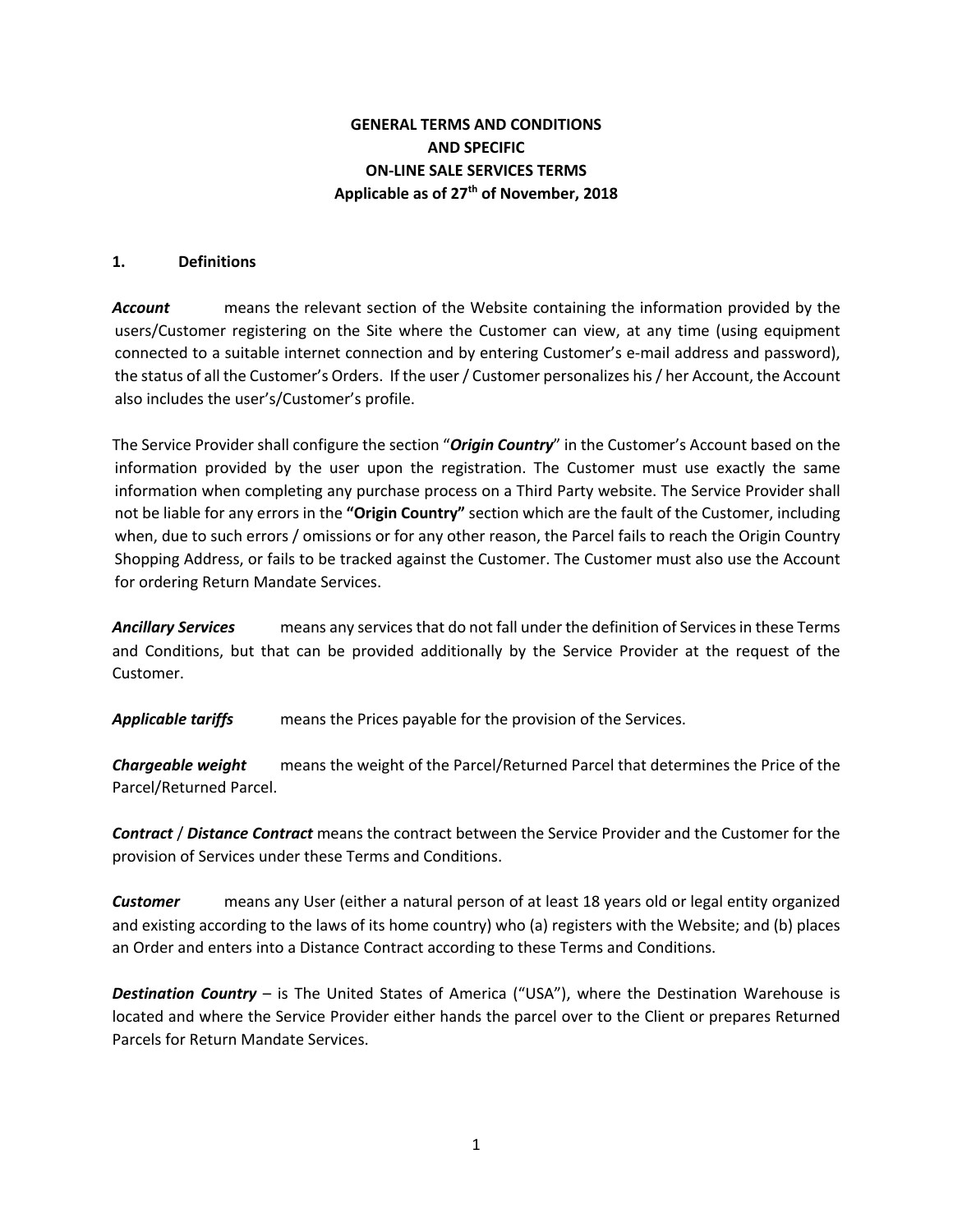**GENERAL TERMS AND CONDITIONS**
**AND SPECIFIC**
**ON-LINE SALE SERVICES TERMS**
**Applicable as of 27th of November, 2018**

## 1. Definitions

***Account*** means the relevant section of the Website containing the information provided by the users/Customer registering on the Site where the Customer can view, at any time (using equipment connected to a suitable internet connection and by entering Customer's e-mail address and password), the status of all the Customer's Orders. If the user / Customer personalizes his / her Account, the Account also includes the user's/Customer's profile.

The Service Provider shall configure the section "***Origin Country***" in the Customer's Account based on the information provided by the user upon the registration. The Customer must use exactly the same information when completing any purchase process on a Third Party website. The Service Provider shall not be liable for any errors in the **"Origin Country"** section which are the fault of the Customer, including when, due to such errors / omissions or for any other reason, the Parcel fails to reach the Origin Country Shopping Address, or fails to be tracked against the Customer. The Customer must also use the Account for ordering Return Mandate Services.

***Ancillary Services*** means any services that do not fall under the definition of Services in these Terms and Conditions, but that can be provided additionally by the Service Provider at the request of the Customer.

***Applicable tariffs*** means the Prices payable for the provision of the Services.

***Chargeable weight*** means the weight of the Parcel/Returned Parcel that determines the Price of the Parcel/Returned Parcel.

***Contract*** / ***Distance Contract*** means the contract between the Service Provider and the Customer for the provision of Services under these Terms and Conditions.

***Customer*** means any User (either a natural person of at least 18 years old or legal entity organized and existing according to the laws of its home country) who (a) registers with the Website; and (b) places an Order and enters into a Distance Contract according to these Terms and Conditions.

***Destination Country*** – is The United States of America ("USA"), where the Destination Warehouse is located and where the Service Provider either hands the parcel over to the Client or prepares Returned Parcels for Return Mandate Services.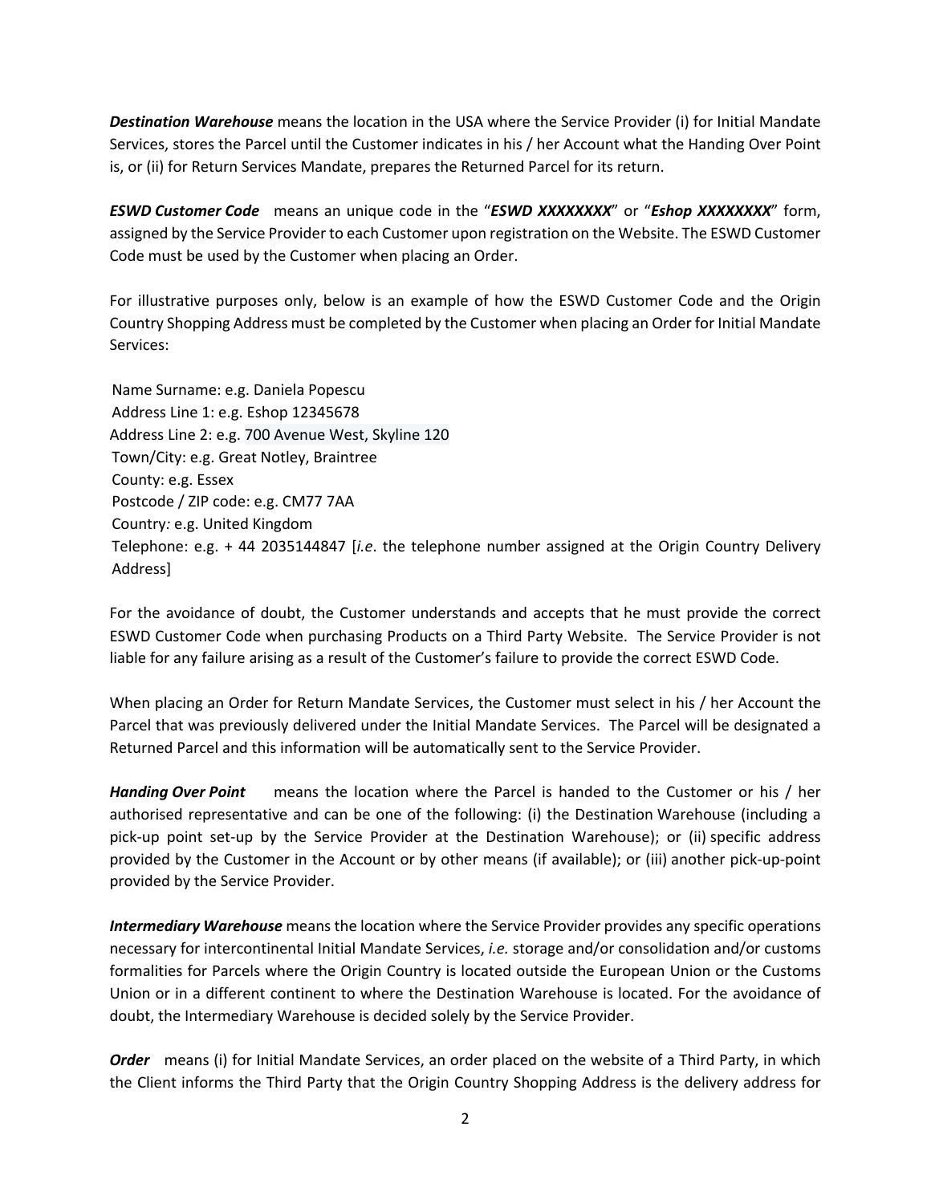***Destination Warehouse*** means the location in the USA where the Service Provider (i) for Initial Mandate Services, stores the Parcel until the Customer indicates in his / her Account what the Handing Over Point is, or (ii) for Return Services Mandate, prepares the Returned Parcel for its return.

***ESWD Customer Code*** means an unique code in the "***ESWD XXXXXXXX***" or "***Eshop XXXXXXXX***" form, assigned by the Service Provider to each Customer upon registration on the Website. The ESWD Customer Code must be used by the Customer when placing an Order.

For illustrative purposes only, below is an example of how the ESWD Customer Code and the Origin Country Shopping Address must be completed by the Customer when placing an Order for Initial Mandate Services:

Name Surname: e.g. Daniela Popescu
Address Line 1: e.g. Eshop 12345678
Address Line 2: e.g. 700 Avenue West, Skyline 120
Town/City: e.g. Great Notley, Braintree
County: e.g. Essex
Postcode / ZIP code: e.g. CM77 7AA
Country*:* e.g. United Kingdom
Telephone: e.g. + 44 2035144847 [*i.e*. the telephone number assigned at the Origin Country Delivery Address]

For the avoidance of doubt, the Customer understands and accepts that he must provide the correct ESWD Customer Code when purchasing Products on a Third Party Website. The Service Provider is not liable for any failure arising as a result of the Customer's failure to provide the correct ESWD Code.

When placing an Order for Return Mandate Services, the Customer must select in his / her Account the Parcel that was previously delivered under the Initial Mandate Services. The Parcel will be designated a Returned Parcel and this information will be automatically sent to the Service Provider.

***Handing Over Point*** means the location where the Parcel is handed to the Customer or his / her authorised representative and can be one of the following: (i) the Destination Warehouse (including a pick-up point set-up by the Service Provider at the Destination Warehouse); or (ii) specific address provided by the Customer in the Account or by other means (if available); or (iii) another pick-up-point provided by the Service Provider.

***Intermediary Warehouse*** means the location where the Service Provider provides any specific operations necessary for intercontinental Initial Mandate Services, *i.e.* storage and/or consolidation and/or customs formalities for Parcels where the Origin Country is located outside the European Union or the Customs Union or in a different continent to where the Destination Warehouse is located. For the avoidance of doubt, the Intermediary Warehouse is decided solely by the Service Provider.

***Order*** means (i) for Initial Mandate Services, an order placed on the website of a Third Party, in which the Client informs the Third Party that the Origin Country Shopping Address is the delivery address for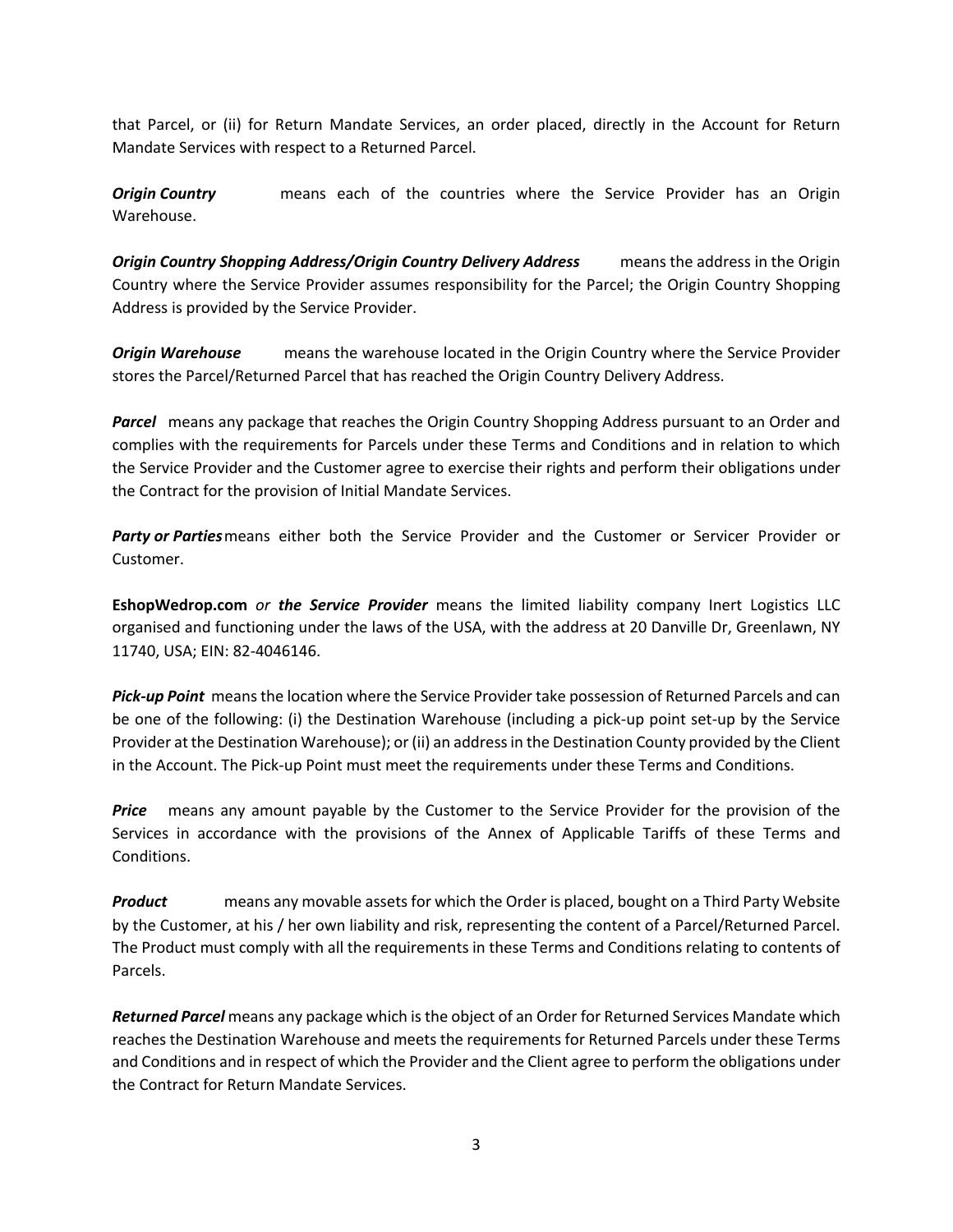that Parcel, or (ii) for Return Mandate Services, an order placed, directly in the Account for Return Mandate Services with respect to a Returned Parcel.

***Origin Country*** means each of the countries where the Service Provider has an Origin Warehouse.

***Origin Country Shopping Address/Origin Country Delivery Address*** means the address in the Origin Country where the Service Provider assumes responsibility for the Parcel; the Origin Country Shopping Address is provided by the Service Provider.

***Origin Warehouse*** means the warehouse located in the Origin Country where the Service Provider stores the Parcel/Returned Parcel that has reached the Origin Country Delivery Address.

***Parcel*** means any package that reaches the Origin Country Shopping Address pursuant to an Order and complies with the requirements for Parcels under these Terms and Conditions and in relation to which the Service Provider and the Customer agree to exercise their rights and perform their obligations under the Contract for the provision of Initial Mandate Services.

***Party or Parties*** means either both the Service Provider and the Customer or Servicer Provider or Customer.

**EshopWedrop.com** *or* ***the Service Provider*** means the limited liability company Inert Logistics LLC organised and functioning under the laws of the USA, with the address at 20 Danville Dr, Greenlawn, NY 11740, USA; EIN: 82-4046146.

***Pick-up Point*** means the location where the Service Provider take possession of Returned Parcels and can be one of the following: (i) the Destination Warehouse (including a pick-up point set-up by the Service Provider at the Destination Warehouse); or (ii) an address in the Destination County provided by the Client in the Account. The Pick-up Point must meet the requirements under these Terms and Conditions.

***Price*** means any amount payable by the Customer to the Service Provider for the provision of the Services in accordance with the provisions of the Annex of Applicable Tariffs of these Terms and Conditions.

***Product*** means any movable assets for which the Order is placed, bought on a Third Party Website by the Customer, at his / her own liability and risk, representing the content of a Parcel/Returned Parcel. The Product must comply with all the requirements in these Terms and Conditions relating to contents of Parcels.

***Returned Parcel*** means any package which is the object of an Order for Returned Services Mandate which reaches the Destination Warehouse and meets the requirements for Returned Parcels under these Terms and Conditions and in respect of which the Provider and the Client agree to perform the obligations under the Contract for Return Mandate Services.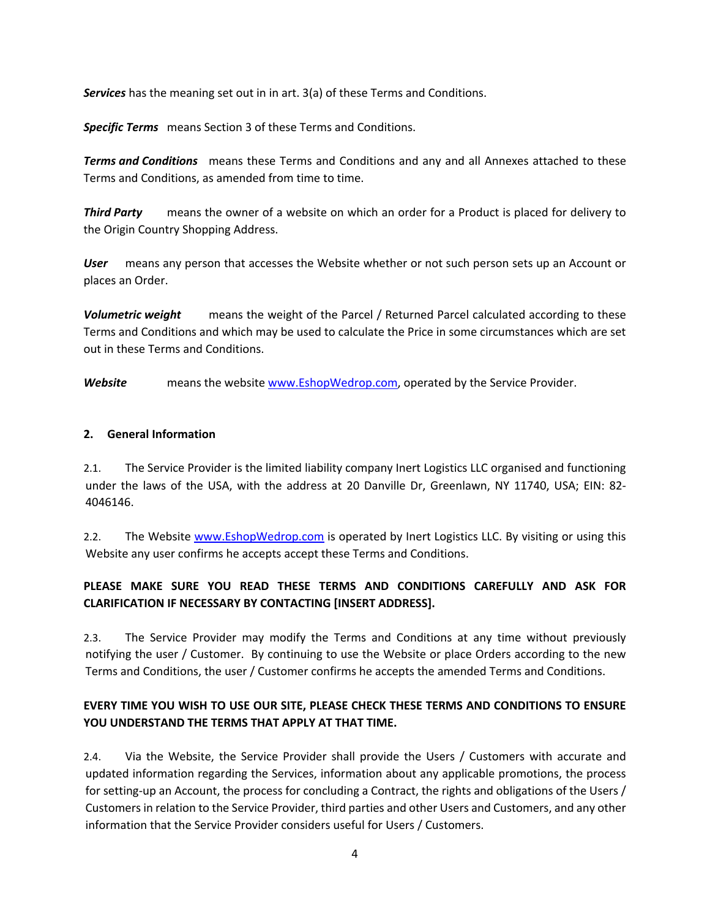***Services*** has the meaning set out in in art. 3(a) of these Terms and Conditions.

***Specific Terms*** means Section 3 of these Terms and Conditions.

***Terms and Conditions*** means these Terms and Conditions and any and all Annexes attached to these Terms and Conditions, as amended from time to time.

***Third Party*** means the owner of a website on which an order for a Product is placed for delivery to the Origin Country Shopping Address.

***User*** means any person that accesses the Website whether or not such person sets up an Account or places an Order.

***Volumetric weight*** means the weight of the Parcel / Returned Parcel calculated according to these Terms and Conditions and which may be used to calculate the Price in some circumstances which are set out in these Terms and Conditions.

***Website*** means the website www.EshopWedrop.com, operated by the Service Provider.

## 2. General Information

2.1. The Service Provider is the limited liability company Inert Logistics LLC organised and functioning under the laws of the USA, with the address at 20 Danville Dr, Greenlawn, NY 11740, USA; EIN: 82-4046146.

2.2. The Website www.EshopWedrop.com is operated by Inert Logistics LLC. By visiting or using this Website any user confirms he accepts accept these Terms and Conditions.

**PLEASE MAKE SURE YOU READ THESE TERMS AND CONDITIONS CAREFULLY AND ASK FOR CLARIFICATION IF NECESSARY BY CONTACTING [INSERT ADDRESS].**

2.3. The Service Provider may modify the Terms and Conditions at any time without previously notifying the user / Customer. By continuing to use the Website or place Orders according to the new Terms and Conditions, the user / Customer confirms he accepts the amended Terms and Conditions.

**EVERY TIME YOU WISH TO USE OUR SITE, PLEASE CHECK THESE TERMS AND CONDITIONS TO ENSURE YOU UNDERSTAND THE TERMS THAT APPLY AT THAT TIME.**

2.4. Via the Website, the Service Provider shall provide the Users / Customers with accurate and updated information regarding the Services, information about any applicable promotions, the process for setting-up an Account, the process for concluding a Contract, the rights and obligations of the Users / Customers in relation to the Service Provider, third parties and other Users and Customers, and any other information that the Service Provider considers useful for Users / Customers.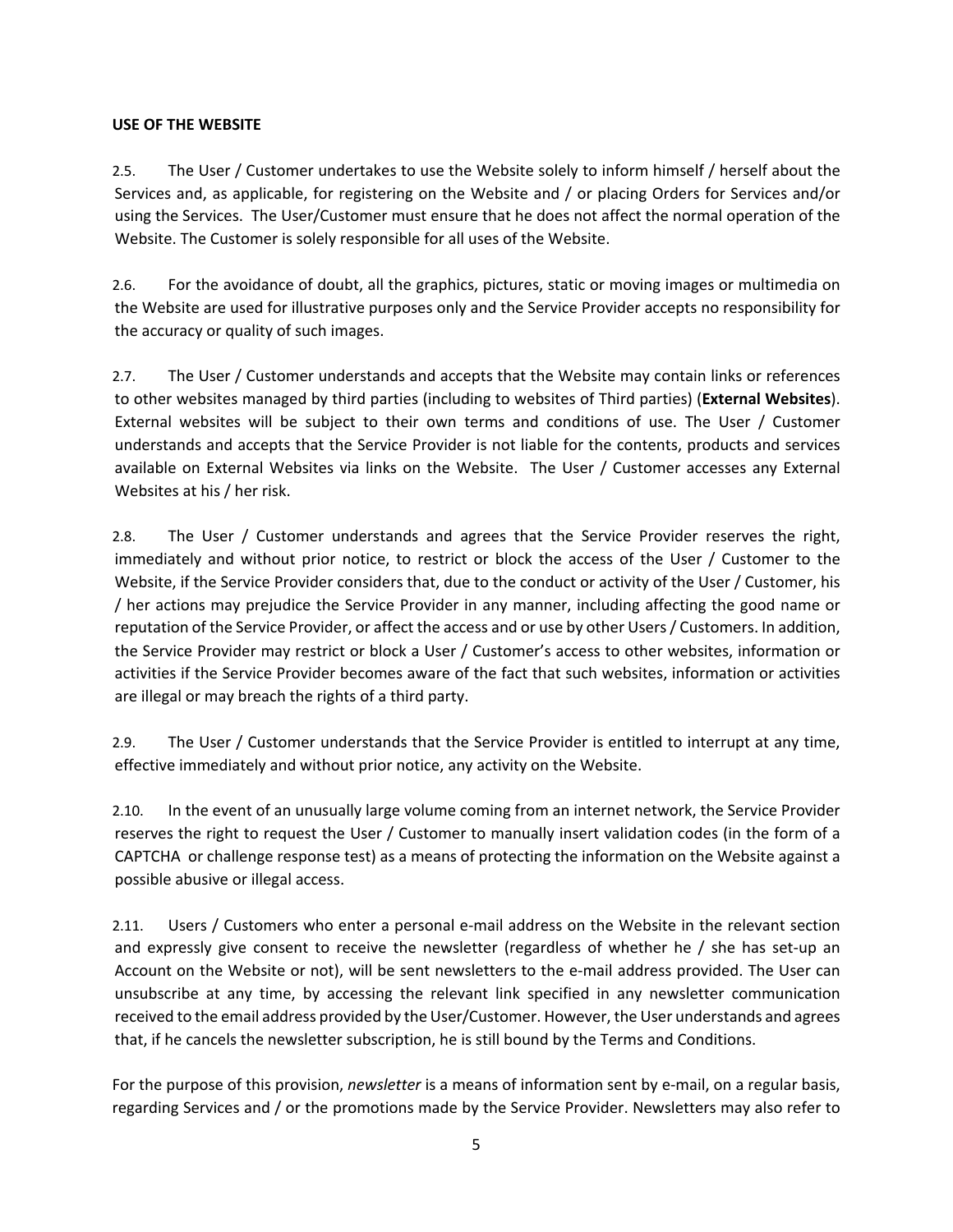**USE OF THE WEBSITE**

2.5. The User / Customer undertakes to use the Website solely to inform himself / herself about the Services and, as applicable, for registering on the Website and / or placing Orders for Services and/or using the Services. The User/Customer must ensure that he does not affect the normal operation of the Website. The Customer is solely responsible for all uses of the Website.

2.6. For the avoidance of doubt, all the graphics, pictures, static or moving images or multimedia on the Website are used for illustrative purposes only and the Service Provider accepts no responsibility for the accuracy or quality of such images.

2.7. The User / Customer understands and accepts that the Website may contain links or references to other websites managed by third parties (including to websites of Third parties) (**External Websites**). External websites will be subject to their own terms and conditions of use. The User / Customer understands and accepts that the Service Provider is not liable for the contents, products and services available on External Websites via links on the Website. The User / Customer accesses any External Websites at his / her risk.

2.8. The User / Customer understands and agrees that the Service Provider reserves the right, immediately and without prior notice, to restrict or block the access of the User / Customer to the Website, if the Service Provider considers that, due to the conduct or activity of the User / Customer, his / her actions may prejudice the Service Provider in any manner, including affecting the good name or reputation of the Service Provider, or affect the access and or use by other Users / Customers. In addition, the Service Provider may restrict or block a User / Customer's access to other websites, information or activities if the Service Provider becomes aware of the fact that such websites, information or activities are illegal or may breach the rights of a third party.

2.9. The User / Customer understands that the Service Provider is entitled to interrupt at any time, effective immediately and without prior notice, any activity on the Website.

2.10. In the event of an unusually large volume coming from an internet network, the Service Provider reserves the right to request the User / Customer to manually insert validation codes (in the form of a CAPTCHA or challenge response test) as a means of protecting the information on the Website against a possible abusive or illegal access.

2.11. Users / Customers who enter a personal e-mail address on the Website in the relevant section and expressly give consent to receive the newsletter (regardless of whether he / she has set-up an Account on the Website or not), will be sent newsletters to the e-mail address provided. The User can unsubscribe at any time, by accessing the relevant link specified in any newsletter communication received to the email address provided by the User/Customer. However, the User understands and agrees that, if he cancels the newsletter subscription, he is still bound by the Terms and Conditions.

For the purpose of this provision, *newsletter* is a means of information sent by e-mail, on a regular basis, regarding Services and / or the promotions made by the Service Provider. Newsletters may also refer to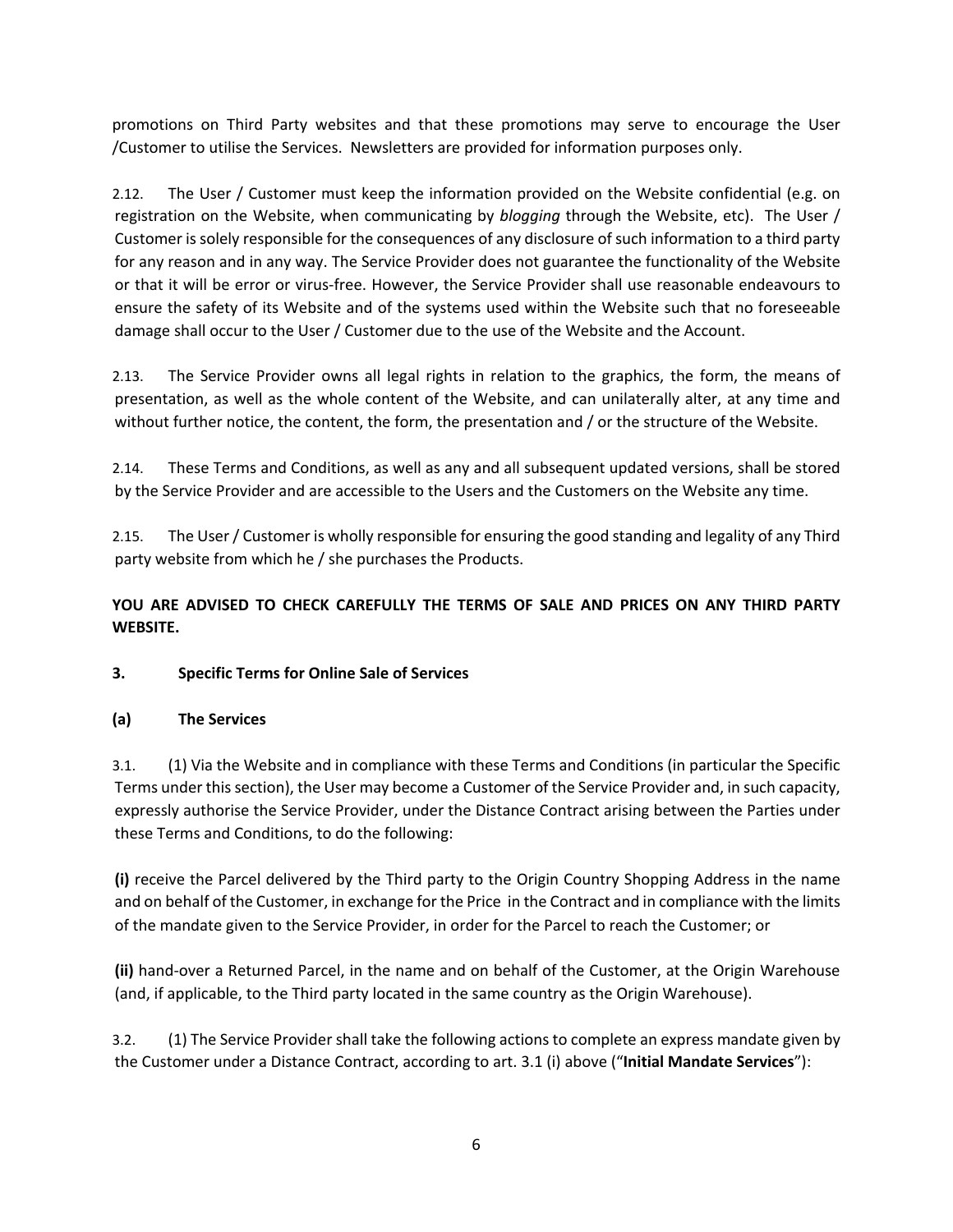promotions on Third Party websites and that these promotions may serve to encourage the User /Customer to utilise the Services. Newsletters are provided for information purposes only.

2.12. The User / Customer must keep the information provided on the Website confidential (e.g. on registration on the Website, when communicating by *blogging* through the Website, etc). The User / Customer is solely responsible for the consequences of any disclosure of such information to a third party for any reason and in any way. The Service Provider does not guarantee the functionality of the Website or that it will be error or virus-free. However, the Service Provider shall use reasonable endeavours to ensure the safety of its Website and of the systems used within the Website such that no foreseeable damage shall occur to the User / Customer due to the use of the Website and the Account.

2.13. The Service Provider owns all legal rights in relation to the graphics, the form, the means of presentation, as well as the whole content of the Website, and can unilaterally alter, at any time and without further notice, the content, the form, the presentation and / or the structure of the Website.

2.14. These Terms and Conditions, as well as any and all subsequent updated versions, shall be stored by the Service Provider and are accessible to the Users and the Customers on the Website any time.

2.15. The User / Customer is wholly responsible for ensuring the good standing and legality of any Third party website from which he / she purchases the Products.

**YOU ARE ADVISED TO CHECK CAREFULLY THE TERMS OF SALE AND PRICES ON ANY THIRD PARTY WEBSITE.**

**3. Specific Terms for Online Sale of Services**

**(a) The Services**

3.1. (1) Via the Website and in compliance with these Terms and Conditions (in particular the Specific Terms under this section), the User may become a Customer of the Service Provider and, in such capacity, expressly authorise the Service Provider, under the Distance Contract arising between the Parties under these Terms and Conditions, to do the following:

**(i)** receive the Parcel delivered by the Third party to the Origin Country Shopping Address in the name and on behalf of the Customer, in exchange for the Price in the Contract and in compliance with the limits of the mandate given to the Service Provider, in order for the Parcel to reach the Customer; or

**(ii)** hand-over a Returned Parcel, in the name and on behalf of the Customer, at the Origin Warehouse (and, if applicable, to the Third party located in the same country as the Origin Warehouse).

3.2. (1) The Service Provider shall take the following actions to complete an express mandate given by the Customer under a Distance Contract, according to art. 3.1 (i) above ("**Initial Mandate Services**"):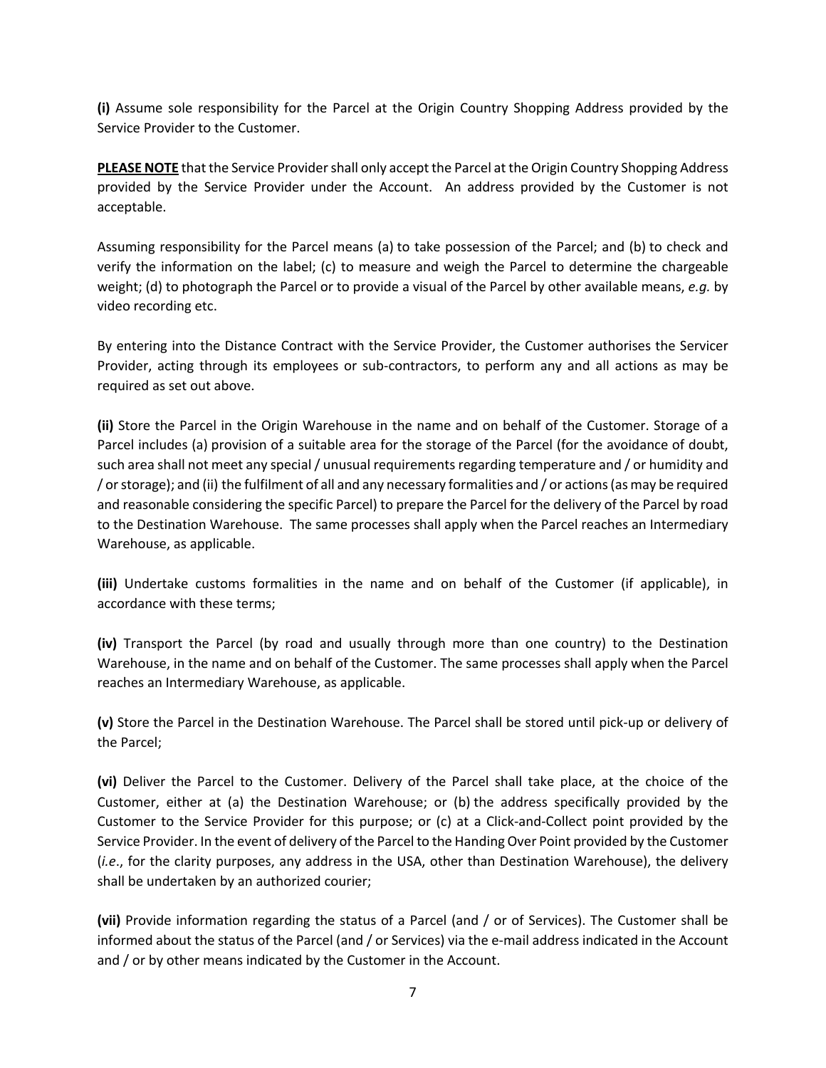**(i)** Assume sole responsibility for the Parcel at the Origin Country Shopping Address provided by the Service Provider to the Customer.

**PLEASE NOTE** that the Service Provider shall only accept the Parcel at the Origin Country Shopping Address provided by the Service Provider under the Account. An address provided by the Customer is not acceptable.

Assuming responsibility for the Parcel means (a) to take possession of the Parcel; and (b) to check and verify the information on the label; (c) to measure and weigh the Parcel to determine the chargeable weight; (d) to photograph the Parcel or to provide a visual of the Parcel by other available means, *e.g.* by video recording etc.

By entering into the Distance Contract with the Service Provider, the Customer authorises the Servicer Provider, acting through its employees or sub-contractors, to perform any and all actions as may be required as set out above.

**(ii)** Store the Parcel in the Origin Warehouse in the name and on behalf of the Customer. Storage of a Parcel includes (a) provision of a suitable area for the storage of the Parcel (for the avoidance of doubt, such area shall not meet any special / unusual requirements regarding temperature and / or humidity and / or storage); and (ii) the fulfilment of all and any necessary formalities and / or actions (as may be required and reasonable considering the specific Parcel) to prepare the Parcel for the delivery of the Parcel by road to the Destination Warehouse. The same processes shall apply when the Parcel reaches an Intermediary Warehouse, as applicable.

**(iii)** Undertake customs formalities in the name and on behalf of the Customer (if applicable), in accordance with these terms;

**(iv)** Transport the Parcel (by road and usually through more than one country) to the Destination Warehouse, in the name and on behalf of the Customer. The same processes shall apply when the Parcel reaches an Intermediary Warehouse, as applicable.

**(v)** Store the Parcel in the Destination Warehouse. The Parcel shall be stored until pick-up or delivery of the Parcel;

**(vi)** Deliver the Parcel to the Customer. Delivery of the Parcel shall take place, at the choice of the Customer, either at (a) the Destination Warehouse; or (b) the address specifically provided by the Customer to the Service Provider for this purpose; or (c) at a Click-and-Collect point provided by the Service Provider. In the event of delivery of the Parcel to the Handing Over Point provided by the Customer (*i.e*., for the clarity purposes, any address in the USA, other than Destination Warehouse), the delivery shall be undertaken by an authorized courier;

**(vii)** Provide information regarding the status of a Parcel (and / or of Services). The Customer shall be informed about the status of the Parcel (and / or Services) via the e-mail address indicated in the Account and / or by other means indicated by the Customer in the Account.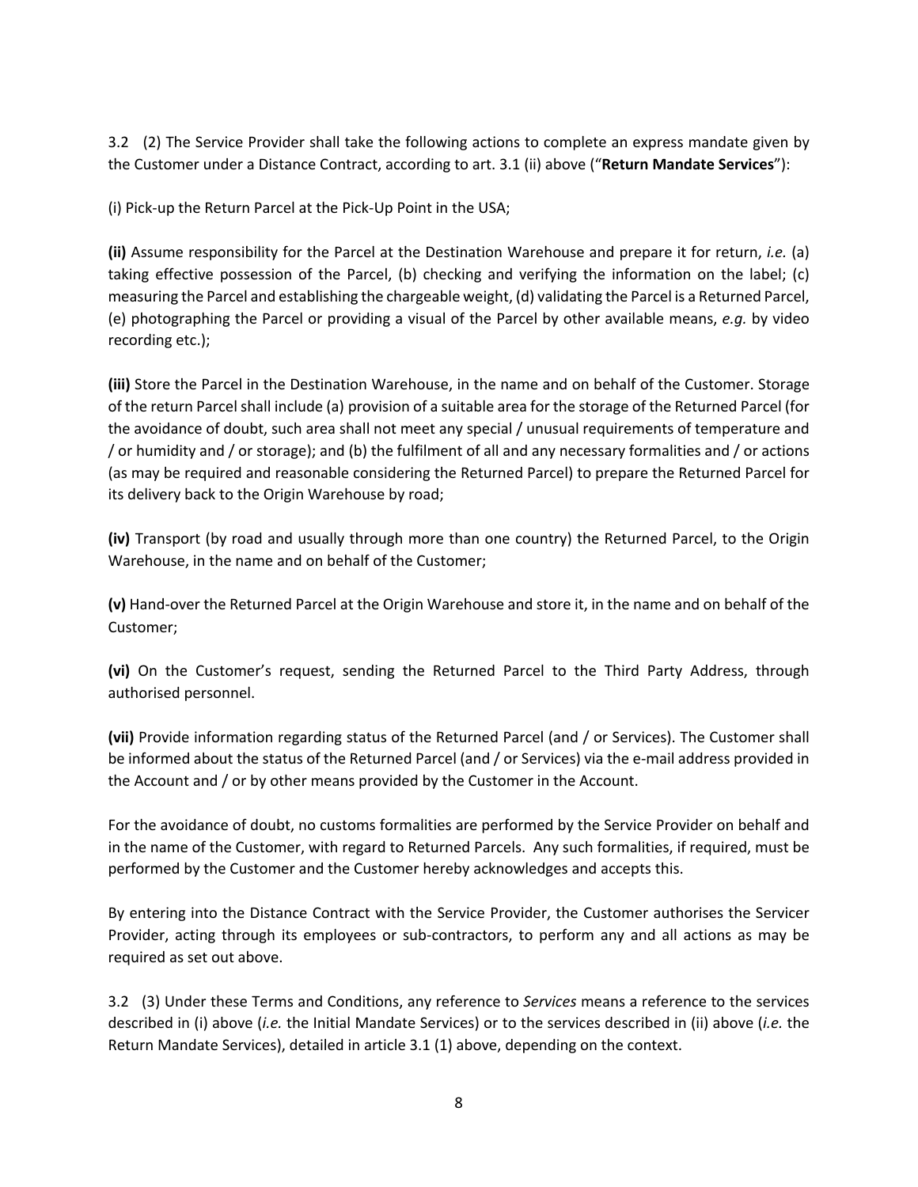3.2 (2) The Service Provider shall take the following actions to complete an express mandate given by the Customer under a Distance Contract, according to art. 3.1 (ii) above ("**Return Mandate Services**"):

(i) Pick-up the Return Parcel at the Pick-Up Point in the USA;

**(ii)** Assume responsibility for the Parcel at the Destination Warehouse and prepare it for return, *i.e.* (a) taking effective possession of the Parcel, (b) checking and verifying the information on the label; (c) measuring the Parcel and establishing the chargeable weight, (d) validating the Parcel is a Returned Parcel, (e) photographing the Parcel or providing a visual of the Parcel by other available means, *e.g.* by video recording etc.);

**(iii)** Store the Parcel in the Destination Warehouse, in the name and on behalf of the Customer. Storage of the return Parcel shall include (a) provision of a suitable area for the storage of the Returned Parcel (for the avoidance of doubt, such area shall not meet any special / unusual requirements of temperature and / or humidity and / or storage); and (b) the fulfilment of all and any necessary formalities and / or actions (as may be required and reasonable considering the Returned Parcel) to prepare the Returned Parcel for its delivery back to the Origin Warehouse by road;

**(iv)** Transport (by road and usually through more than one country) the Returned Parcel, to the Origin Warehouse, in the name and on behalf of the Customer;

**(v)** Hand-over the Returned Parcel at the Origin Warehouse and store it, in the name and on behalf of the Customer;

**(vi)** On the Customer's request, sending the Returned Parcel to the Third Party Address, through authorised personnel.

**(vii)** Provide information regarding status of the Returned Parcel (and / or Services). The Customer shall be informed about the status of the Returned Parcel (and / or Services) via the e-mail address provided in the Account and / or by other means provided by the Customer in the Account.

For the avoidance of doubt, no customs formalities are performed by the Service Provider on behalf and in the name of the Customer, with regard to Returned Parcels. Any such formalities, if required, must be performed by the Customer and the Customer hereby acknowledges and accepts this.

By entering into the Distance Contract with the Service Provider, the Customer authorises the Servicer Provider, acting through its employees or sub-contractors, to perform any and all actions as may be required as set out above.

3.2 (3) Under these Terms and Conditions, any reference to *Services* means a reference to the services described in (i) above (*i.e.* the Initial Mandate Services) or to the services described in (ii) above (*i.e.* the Return Mandate Services), detailed in article 3.1 (1) above, depending on the context.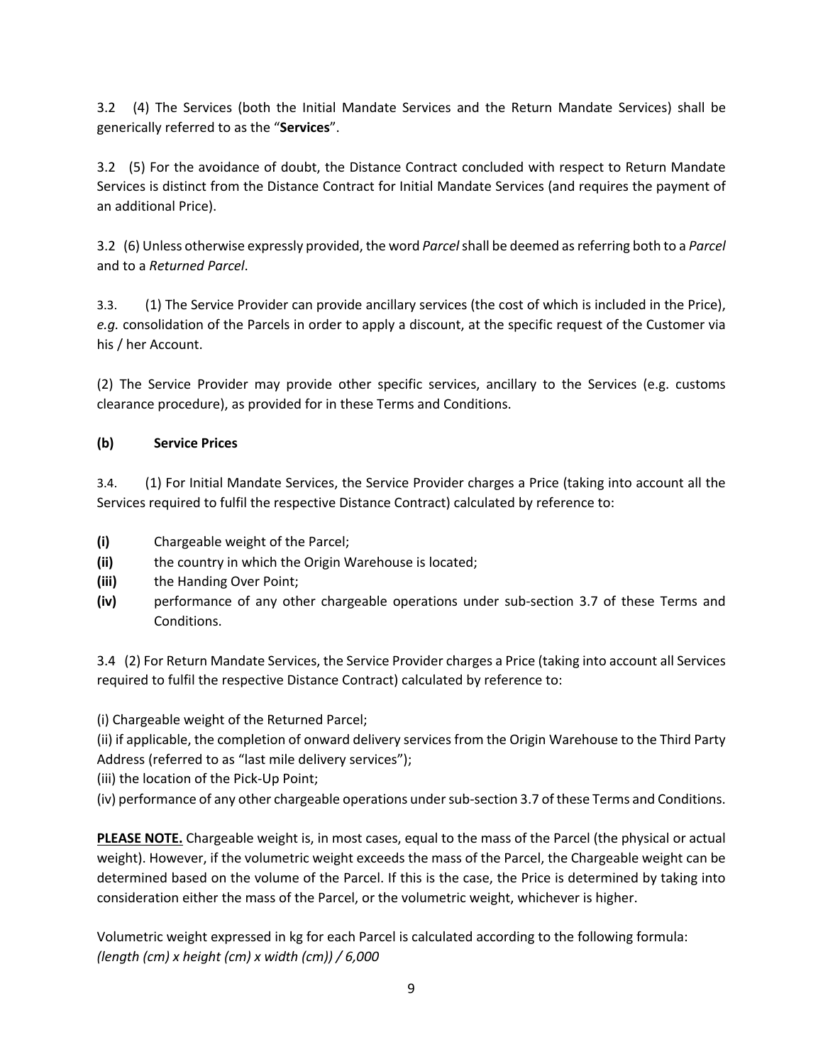3.2 (4) The Services (both the Initial Mandate Services and the Return Mandate Services) shall be generically referred to as the "**Services**".

3.2 (5) For the avoidance of doubt, the Distance Contract concluded with respect to Return Mandate Services is distinct from the Distance Contract for Initial Mandate Services (and requires the payment of an additional Price).

3.2 (6) Unless otherwise expressly provided, the word *Parcel* shall be deemed as referring both to a *Parcel* and to a *Returned Parcel*.

3.3. (1) The Service Provider can provide ancillary services (the cost of which is included in the Price), *e.g.* consolidation of the Parcels in order to apply a discount, at the specific request of the Customer via his / her Account.

(2) The Service Provider may provide other specific services, ancillary to the Services (e.g. customs clearance procedure), as provided for in these Terms and Conditions.

**(b) Service Prices**

3.4. (1) For Initial Mandate Services, the Service Provider charges a Price (taking into account all the Services required to fulfil the respective Distance Contract) calculated by reference to:

**(i)** Chargeable weight of the Parcel;
**(ii)** the country in which the Origin Warehouse is located;
**(iii)** the Handing Over Point;
**(iv)** performance of any other chargeable operations under sub-section 3.7 of these Terms and Conditions.

3.4 (2) For Return Mandate Services, the Service Provider charges a Price (taking into account all Services required to fulfil the respective Distance Contract) calculated by reference to:

(i) Chargeable weight of the Returned Parcel;
(ii) if applicable, the completion of onward delivery services from the Origin Warehouse to the Third Party Address (referred to as "last mile delivery services");
(iii) the location of the Pick-Up Point;
(iv) performance of any other chargeable operations under sub-section 3.7 of these Terms and Conditions.

**PLEASE NOTE.** Chargeable weight is, in most cases, equal to the mass of the Parcel (the physical or actual weight). However, if the volumetric weight exceeds the mass of the Parcel, the Chargeable weight can be determined based on the volume of the Parcel. If this is the case, the Price is determined by taking into consideration either the mass of the Parcel, or the volumetric weight, whichever is higher.

Volumetric weight expressed in kg for each Parcel is calculated according to the following formula:
*(length (cm) x height (cm) x width (cm)) / 6,000*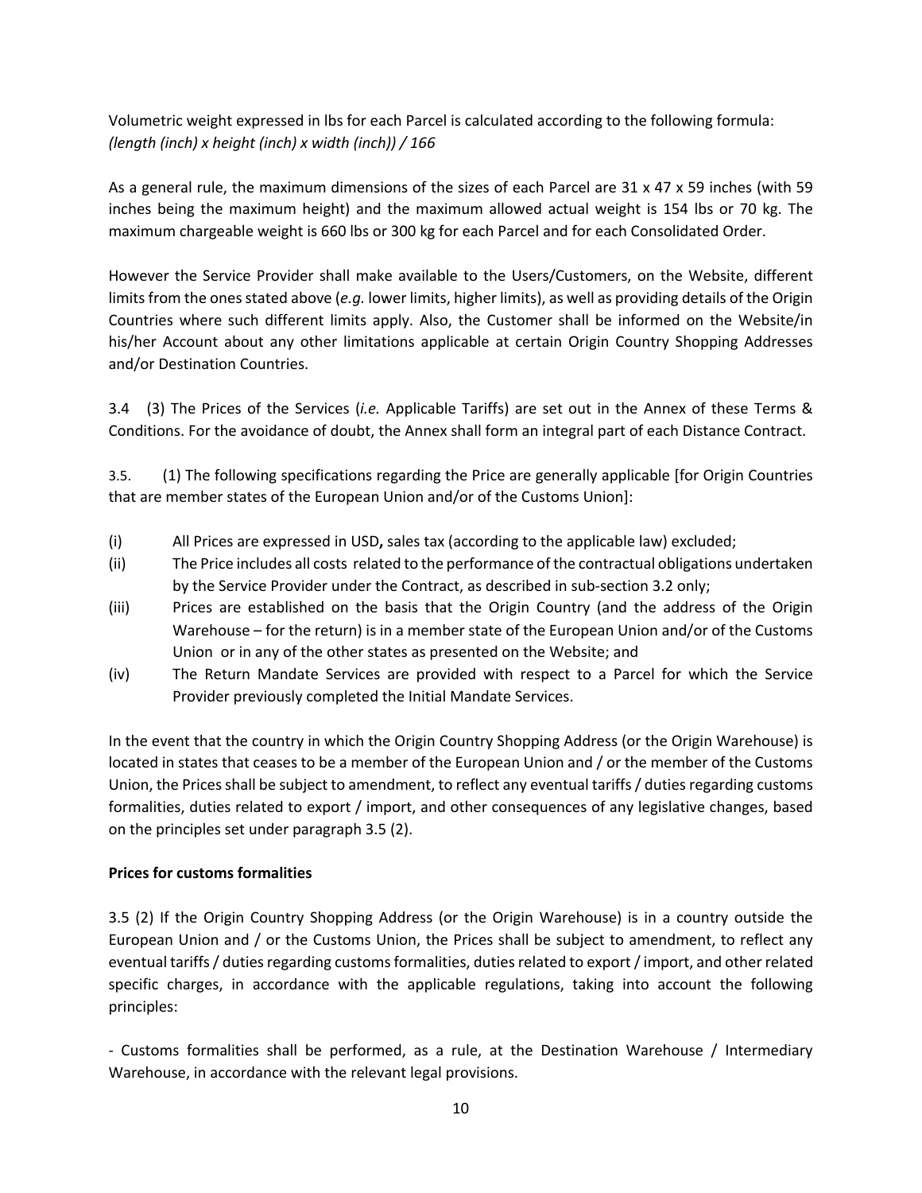Volumetric weight expressed in lbs for each Parcel is calculated according to the following formula:
*(length (inch) x height (inch) x width (inch)) / 166*

As a general rule, the maximum dimensions of the sizes of each Parcel are 31 x 47 x 59 inches (with 59 inches being the maximum height) and the maximum allowed actual weight is 154 lbs or 70 kg. The maximum chargeable weight is 660 lbs or 300 kg for each Parcel and for each Consolidated Order.

However the Service Provider shall make available to the Users/Customers, on the Website, different limits from the ones stated above (*e.g.* lower limits, higher limits), as well as providing details of the Origin Countries where such different limits apply. Also, the Customer shall be informed on the Website/in his/her Account about any other limitations applicable at certain Origin Country Shopping Addresses and/or Destination Countries.

3.4 (3) The Prices of the Services (*i.e.* Applicable Tariffs) are set out in the Annex of these Terms & Conditions. For the avoidance of doubt, the Annex shall form an integral part of each Distance Contract.

3.5. (1) The following specifications regarding the Price are generally applicable [for Origin Countries that are member states of the European Union and/or of the Customs Union]:

(i) All Prices are expressed in USD**,** sales tax (according to the applicable law) excluded;

(ii) The Price includes all costs related to the performance of the contractual obligations undertaken by the Service Provider under the Contract, as described in sub-section 3.2 only;

(iii) Prices are established on the basis that the Origin Country (and the address of the Origin Warehouse – for the return) is in a member state of the European Union and/or of the Customs Union or in any of the other states as presented on the Website; and

(iv) The Return Mandate Services are provided with respect to a Parcel for which the Service Provider previously completed the Initial Mandate Services.

In the event that the country in which the Origin Country Shopping Address (or the Origin Warehouse) is located in states that ceases to be a member of the European Union and / or the member of the Customs Union, the Prices shall be subject to amendment, to reflect any eventual tariffs / duties regarding customs formalities, duties related to export / import, and other consequences of any legislative changes, based on the principles set under paragraph 3.5 (2).

**Prices for customs formalities**

3.5 (2) If the Origin Country Shopping Address (or the Origin Warehouse) is in a country outside the European Union and / or the Customs Union, the Prices shall be subject to amendment, to reflect any eventual tariffs / duties regarding customs formalities, duties related to export / import, and other related specific charges, in accordance with the applicable regulations, taking into account the following principles:

- Customs formalities shall be performed, as a rule, at the Destination Warehouse / Intermediary Warehouse, in accordance with the relevant legal provisions.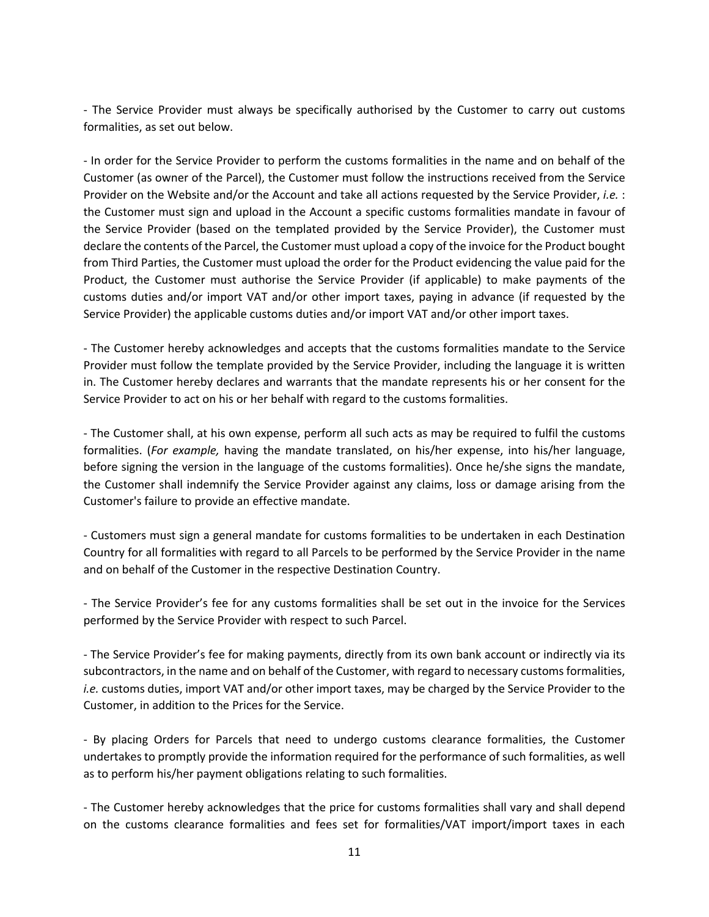- The Service Provider must always be specifically authorised by the Customer to carry out customs formalities, as set out below.

- In order for the Service Provider to perform the customs formalities in the name and on behalf of the Customer (as owner of the Parcel), the Customer must follow the instructions received from the Service Provider on the Website and/or the Account and take all actions requested by the Service Provider, *i.e.* : the Customer must sign and upload in the Account a specific customs formalities mandate in favour of the Service Provider (based on the templated provided by the Service Provider), the Customer must declare the contents of the Parcel, the Customer must upload a copy of the invoice for the Product bought from Third Parties, the Customer must upload the order for the Product evidencing the value paid for the Product, the Customer must authorise the Service Provider (if applicable) to make payments of the customs duties and/or import VAT and/or other import taxes, paying in advance (if requested by the Service Provider) the applicable customs duties and/or import VAT and/or other import taxes.

- The Customer hereby acknowledges and accepts that the customs formalities mandate to the Service Provider must follow the template provided by the Service Provider, including the language it is written in. The Customer hereby declares and warrants that the mandate represents his or her consent for the Service Provider to act on his or her behalf with regard to the customs formalities.

- The Customer shall, at his own expense, perform all such acts as may be required to fulfil the customs formalities. (*For example,* having the mandate translated, on his/her expense, into his/her language, before signing the version in the language of the customs formalities). Once he/she signs the mandate, the Customer shall indemnify the Service Provider against any claims, loss or damage arising from the Customer's failure to provide an effective mandate.

- Customers must sign a general mandate for customs formalities to be undertaken in each Destination Country for all formalities with regard to all Parcels to be performed by the Service Provider in the name and on behalf of the Customer in the respective Destination Country.

- The Service Provider's fee for any customs formalities shall be set out in the invoice for the Services performed by the Service Provider with respect to such Parcel.

- The Service Provider's fee for making payments, directly from its own bank account or indirectly via its subcontractors, in the name and on behalf of the Customer, with regard to necessary customs formalities, *i.e.* customs duties, import VAT and/or other import taxes, may be charged by the Service Provider to the Customer, in addition to the Prices for the Service.

- By placing Orders for Parcels that need to undergo customs clearance formalities, the Customer undertakes to promptly provide the information required for the performance of such formalities, as well as to perform his/her payment obligations relating to such formalities.

- The Customer hereby acknowledges that the price for customs formalities shall vary and shall depend on the customs clearance formalities and fees set for formalities/VAT import/import taxes in each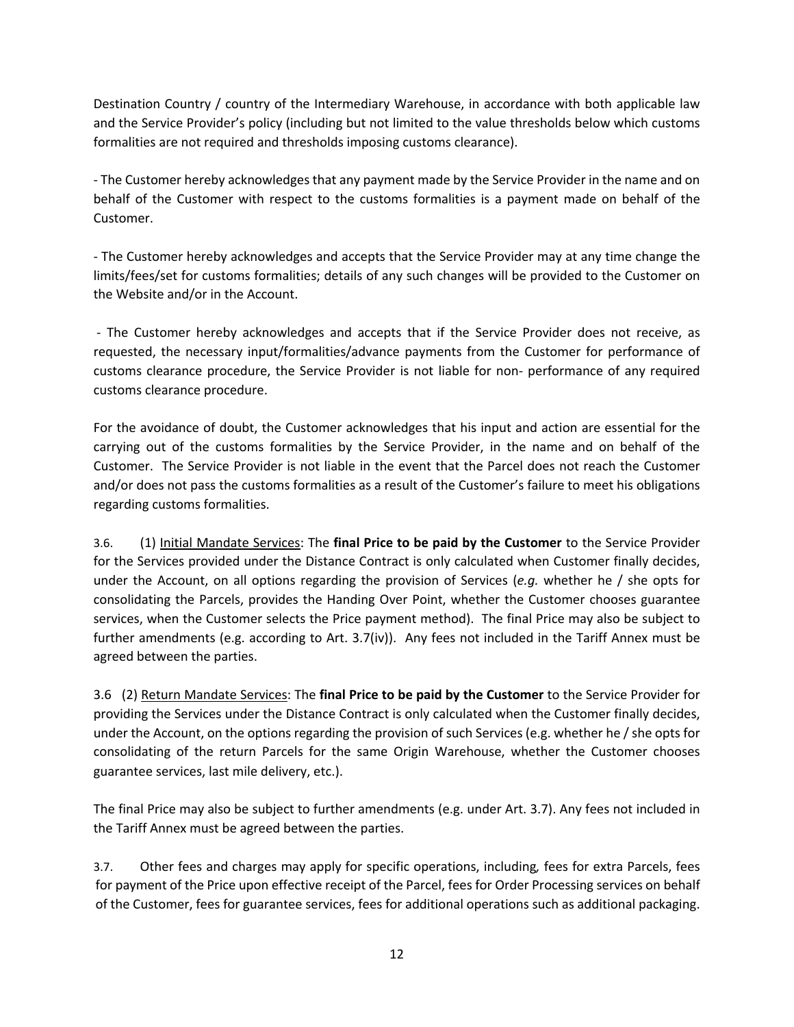Destination Country / country of the Intermediary Warehouse, in accordance with both applicable law and the Service Provider's policy (including but not limited to the value thresholds below which customs formalities are not required and thresholds imposing customs clearance).

- The Customer hereby acknowledges that any payment made by the Service Provider in the name and on behalf of the Customer with respect to the customs formalities is a payment made on behalf of the Customer.

- The Customer hereby acknowledges and accepts that the Service Provider may at any time change the limits/fees/set for customs formalities; details of any such changes will be provided to the Customer on the Website and/or in the Account.

- The Customer hereby acknowledges and accepts that if the Service Provider does not receive, as requested, the necessary input/formalities/advance payments from the Customer for performance of customs clearance procedure, the Service Provider is not liable for non- performance of any required customs clearance procedure.

For the avoidance of doubt, the Customer acknowledges that his input and action are essential for the carrying out of the customs formalities by the Service Provider, in the name and on behalf of the Customer. The Service Provider is not liable in the event that the Parcel does not reach the Customer and/or does not pass the customs formalities as a result of the Customer's failure to meet his obligations regarding customs formalities.

3.6. (1) Initial Mandate Services: The **final Price to be paid by the Customer** to the Service Provider for the Services provided under the Distance Contract is only calculated when Customer finally decides, under the Account, on all options regarding the provision of Services (*e.g.* whether he / she opts for consolidating the Parcels, provides the Handing Over Point, whether the Customer chooses guarantee services, when the Customer selects the Price payment method). The final Price may also be subject to further amendments (e.g. according to Art. 3.7(iv)). Any fees not included in the Tariff Annex must be agreed between the parties.

3.6 (2) Return Mandate Services: The **final Price to be paid by the Customer** to the Service Provider for providing the Services under the Distance Contract is only calculated when the Customer finally decides, under the Account, on the options regarding the provision of such Services (e.g. whether he / she opts for consolidating of the return Parcels for the same Origin Warehouse, whether the Customer chooses guarantee services, last mile delivery, etc.).

The final Price may also be subject to further amendments (e.g. under Art. 3.7). Any fees not included in the Tariff Annex must be agreed between the parties.

3.7. Other fees and charges may apply for specific operations, including, fees for extra Parcels, fees for payment of the Price upon effective receipt of the Parcel, fees for Order Processing services on behalf of the Customer, fees for guarantee services, fees for additional operations such as additional packaging.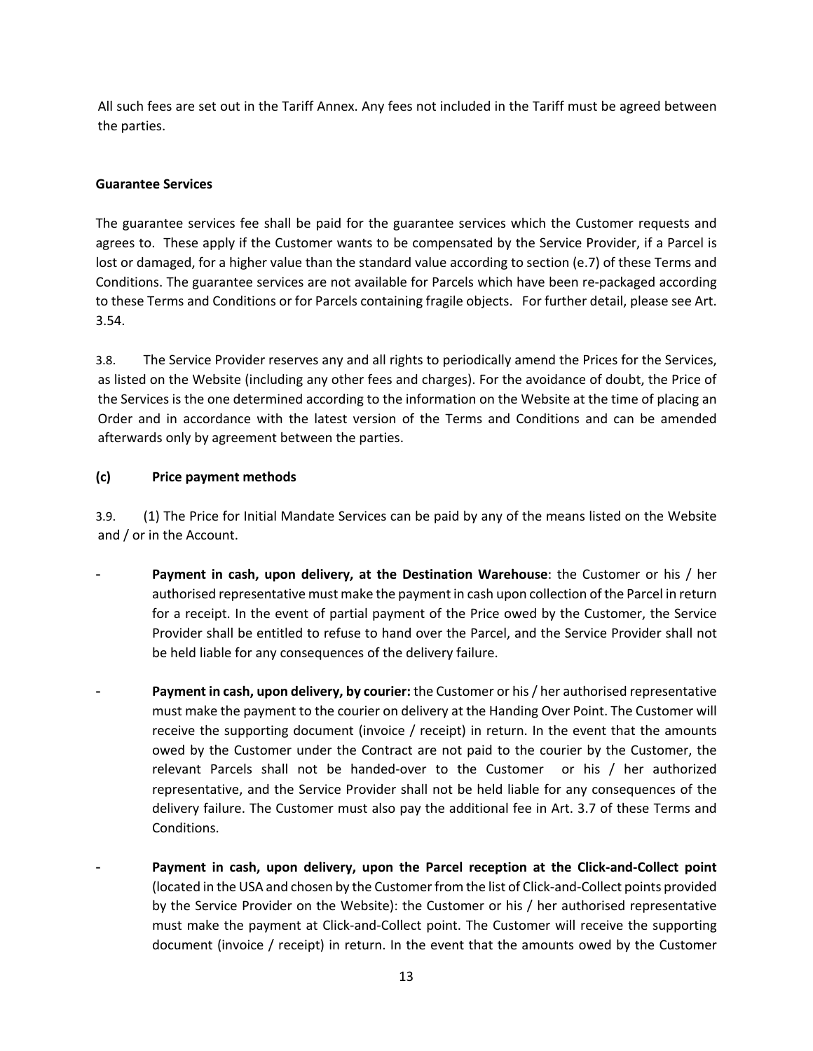All such fees are set out in the Tariff Annex. Any fees not included in the Tariff must be agreed between the parties.

**Guarantee Services**

The guarantee services fee shall be paid for the guarantee services which the Customer requests and agrees to. These apply if the Customer wants to be compensated by the Service Provider, if a Parcel is lost or damaged, for a higher value than the standard value according to section (e.7) of these Terms and Conditions. The guarantee services are not available for Parcels which have been re-packaged according to these Terms and Conditions or for Parcels containing fragile objects. For further detail, please see Art. 3.54.

3.8. The Service Provider reserves any and all rights to periodically amend the Prices for the Services, as listed on the Website (including any other fees and charges). For the avoidance of doubt, the Price of the Services is the one determined according to the information on the Website at the time of placing an Order and in accordance with the latest version of the Terms and Conditions and can be amended afterwards only by agreement between the parties.

**(c) Price payment methods**

3.9. (1) The Price for Initial Mandate Services can be paid by any of the means listed on the Website and / or in the Account.

- **Payment in cash, upon delivery, at the Destination Warehouse**: the Customer or his / her authorised representative must make the payment in cash upon collection of the Parcel in return for a receipt. In the event of partial payment of the Price owed by the Customer, the Service Provider shall be entitled to refuse to hand over the Parcel, and the Service Provider shall not be held liable for any consequences of the delivery failure.

- **Payment in cash, upon delivery, by courier:** the Customer or his / her authorised representative must make the payment to the courier on delivery at the Handing Over Point. The Customer will receive the supporting document (invoice / receipt) in return. In the event that the amounts owed by the Customer under the Contract are not paid to the courier by the Customer, the relevant Parcels shall not be handed-over to the Customer or his / her authorized representative, and the Service Provider shall not be held liable for any consequences of the delivery failure. The Customer must also pay the additional fee in Art. 3.7 of these Terms and Conditions.

- **Payment in cash, upon delivery, upon the Parcel reception at the Click-and-Collect point** (located in the USA and chosen by the Customer from the list of Click-and-Collect points provided by the Service Provider on the Website): the Customer or his / her authorised representative must make the payment at Click-and-Collect point. The Customer will receive the supporting document (invoice / receipt) in return. In the event that the amounts owed by the Customer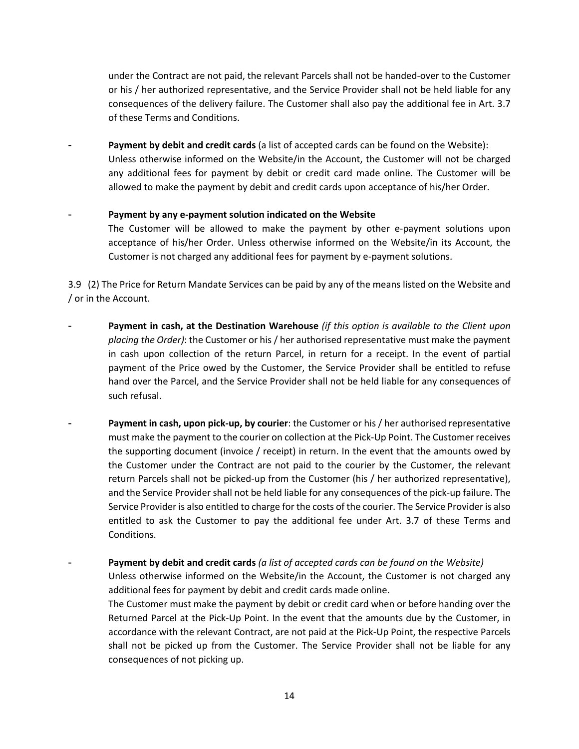under the Contract are not paid, the relevant Parcels shall not be handed-over to the Customer or his / her authorized representative, and the Service Provider shall not be held liable for any consequences of the delivery failure. The Customer shall also pay the additional fee in Art. 3.7 of these Terms and Conditions.

- **Payment by debit and credit cards** (a list of accepted cards can be found on the Website): Unless otherwise informed on the Website/in the Account, the Customer will not be charged any additional fees for payment by debit or credit card made online. The Customer will be allowed to make the payment by debit and credit cards upon acceptance of his/her Order.

- **Payment by any e-payment solution indicated on the Website**
  The Customer will be allowed to make the payment by other e-payment solutions upon acceptance of his/her Order. Unless otherwise informed on the Website/in its Account, the Customer is not charged any additional fees for payment by e-payment solutions.

3.9 (2) The Price for Return Mandate Services can be paid by any of the means listed on the Website and / or in the Account.

- **Payment in cash, at the Destination Warehouse** *(if this option is available to the Client upon placing the Order)*: the Customer or his / her authorised representative must make the payment in cash upon collection of the return Parcel, in return for a receipt. In the event of partial payment of the Price owed by the Customer, the Service Provider shall be entitled to refuse hand over the Parcel, and the Service Provider shall not be held liable for any consequences of such refusal.

- **Payment in cash, upon pick-up, by courier**: the Customer or his / her authorised representative must make the payment to the courier on collection at the Pick-Up Point. The Customer receives the supporting document (invoice / receipt) in return. In the event that the amounts owed by the Customer under the Contract are not paid to the courier by the Customer, the relevant return Parcels shall not be picked-up from the Customer (his / her authorized representative), and the Service Provider shall not be held liable for any consequences of the pick-up failure. The Service Provider is also entitled to charge for the costs of the courier. The Service Provider is also entitled to ask the Customer to pay the additional fee under Art. 3.7 of these Terms and Conditions.

- **Payment by debit and credit cards** *(a list of accepted cards can be found on the Website)*
  Unless otherwise informed on the Website/in the Account, the Customer is not charged any additional fees for payment by debit and credit cards made online.
  The Customer must make the payment by debit or credit card when or before handing over the Returned Parcel at the Pick-Up Point. In the event that the amounts due by the Customer, in accordance with the relevant Contract, are not paid at the Pick-Up Point, the respective Parcels shall not be picked up from the Customer. The Service Provider shall not be liable for any consequences of not picking up.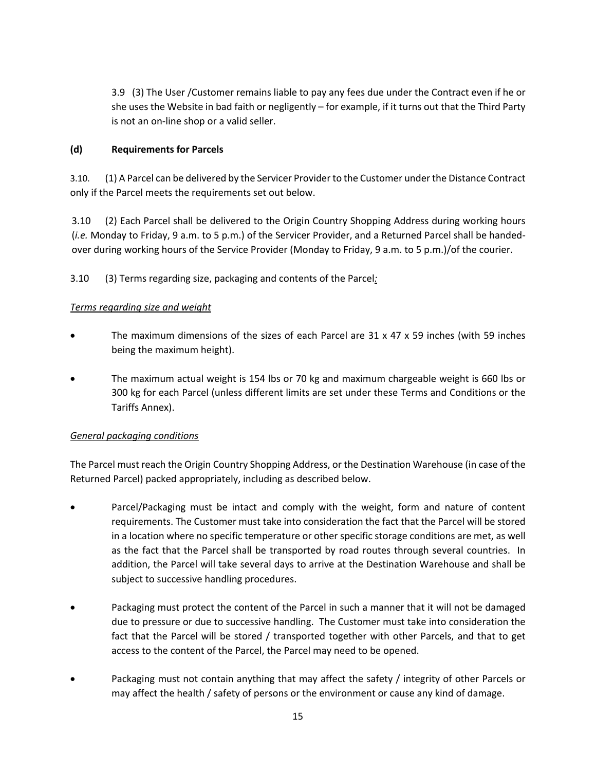3.9 (3) The User /Customer remains liable to pay any fees due under the Contract even if he or she uses the Website in bad faith or negligently – for example, if it turns out that the Third Party is not an on-line shop or a valid seller.

**(d) Requirements for Parcels**

3.10. (1) A Parcel can be delivered by the Servicer Provider to the Customer under the Distance Contract only if the Parcel meets the requirements set out below.

3.10 (2) Each Parcel shall be delivered to the Origin Country Shopping Address during working hours (*i.e.* Monday to Friday, 9 a.m. to 5 p.m.) of the Servicer Provider, and a Returned Parcel shall be handed-over during working hours of the Service Provider (Monday to Friday, 9 a.m. to 5 p.m.)/of the courier.

3.10 (3) Terms regarding size, packaging and contents of the Parcel*:*

*Terms regarding size and weight*

- The maximum dimensions of the sizes of each Parcel are 31 x 47 x 59 inches (with 59 inches being the maximum height).
- The maximum actual weight is 154 lbs or 70 kg and maximum chargeable weight is 660 lbs or 300 kg for each Parcel (unless different limits are set under these Terms and Conditions or the Tariffs Annex).

*General packaging conditions*

The Parcel must reach the Origin Country Shopping Address, or the Destination Warehouse (in case of the Returned Parcel) packed appropriately, including as described below.

- Parcel/Packaging must be intact and comply with the weight, form and nature of content requirements. The Customer must take into consideration the fact that the Parcel will be stored in a location where no specific temperature or other specific storage conditions are met, as well as the fact that the Parcel shall be transported by road routes through several countries. In addition, the Parcel will take several days to arrive at the Destination Warehouse and shall be subject to successive handling procedures.
- Packaging must protect the content of the Parcel in such a manner that it will not be damaged due to pressure or due to successive handling. The Customer must take into consideration the fact that the Parcel will be stored / transported together with other Parcels, and that to get access to the content of the Parcel, the Parcel may need to be opened.
- Packaging must not contain anything that may affect the safety / integrity of other Parcels or may affect the health / safety of persons or the environment or cause any kind of damage.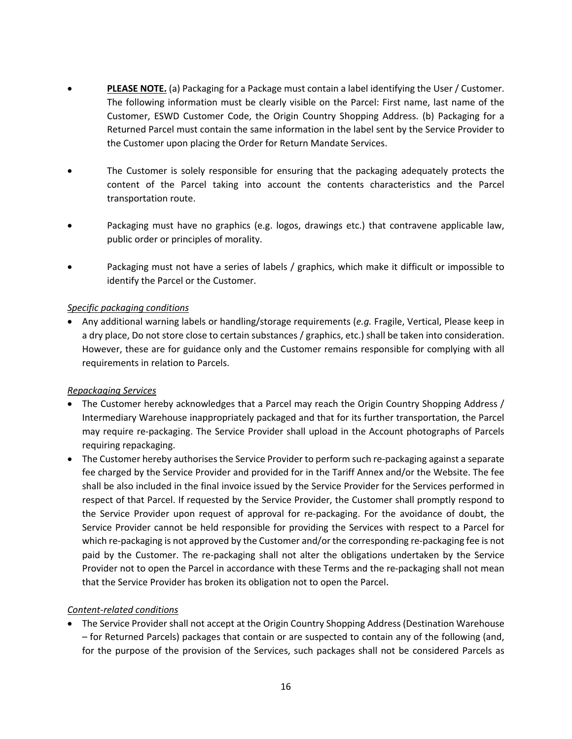- **PLEASE NOTE.** (a) Packaging for a Package must contain a label identifying the User / Customer. The following information must be clearly visible on the Parcel: First name, last name of the Customer, ESWD Customer Code, the Origin Country Shopping Address. (b) Packaging for a Returned Parcel must contain the same information in the label sent by the Service Provider to the Customer upon placing the Order for Return Mandate Services.

- The Customer is solely responsible for ensuring that the packaging adequately protects the content of the Parcel taking into account the contents characteristics and the Parcel transportation route.

- Packaging must have no graphics (e.g. logos, drawings etc.) that contravene applicable law, public order or principles of morality.

- Packaging must not have a series of labels / graphics, which make it difficult or impossible to identify the Parcel or the Customer.

*Specific packaging conditions*

- Any additional warning labels or handling/storage requirements (*e.g.* Fragile, Vertical, Please keep in a dry place, Do not store close to certain substances / graphics, etc.) shall be taken into consideration. However, these are for guidance only and the Customer remains responsible for complying with all requirements in relation to Parcels.

*Repackaging Services*

- The Customer hereby acknowledges that a Parcel may reach the Origin Country Shopping Address / Intermediary Warehouse inappropriately packaged and that for its further transportation, the Parcel may require re-packaging. The Service Provider shall upload in the Account photographs of Parcels requiring repackaging.
- The Customer hereby authorises the Service Provider to perform such re-packaging against a separate fee charged by the Service Provider and provided for in the Tariff Annex and/or the Website. The fee shall be also included in the final invoice issued by the Service Provider for the Services performed in respect of that Parcel. If requested by the Service Provider, the Customer shall promptly respond to the Service Provider upon request of approval for re-packaging. For the avoidance of doubt, the Service Provider cannot be held responsible for providing the Services with respect to a Parcel for which re-packaging is not approved by the Customer and/or the corresponding re-packaging fee is not paid by the Customer. The re-packaging shall not alter the obligations undertaken by the Service Provider not to open the Parcel in accordance with these Terms and the re-packaging shall not mean that the Service Provider has broken its obligation not to open the Parcel.

*Content-related conditions*

- The Service Provider shall not accept at the Origin Country Shopping Address (Destination Warehouse – for Returned Parcels) packages that contain or are suspected to contain any of the following (and, for the purpose of the provision of the Services, such packages shall not be considered Parcels as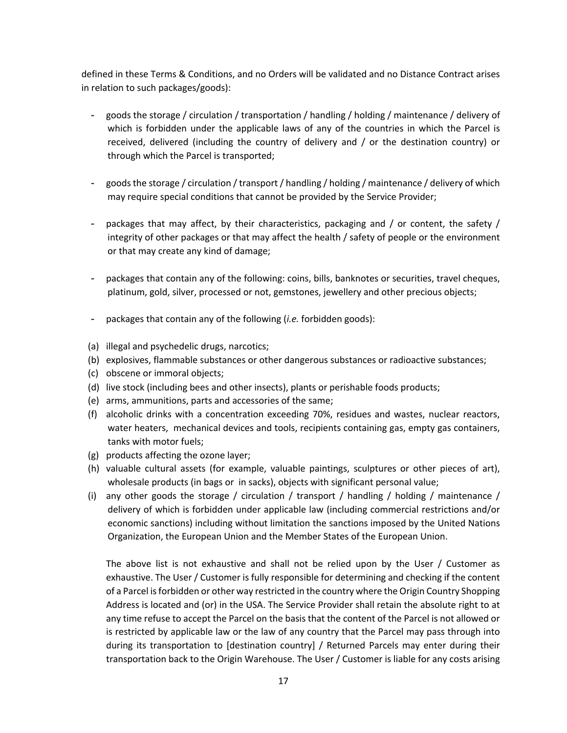defined in these Terms & Conditions, and no Orders will be validated and no Distance Contract arises in relation to such packages/goods):

- goods the storage / circulation / transportation / handling / holding / maintenance / delivery of which is forbidden under the applicable laws of any of the countries in which the Parcel is received, delivered (including the country of delivery and / or the destination country) or through which the Parcel is transported;

- goods the storage / circulation / transport / handling / holding / maintenance / delivery of which may require special conditions that cannot be provided by the Service Provider;

- packages that may affect, by their characteristics, packaging and / or content, the safety / integrity of other packages or that may affect the health / safety of people or the environment or that may create any kind of damage;

- packages that contain any of the following: coins, bills, banknotes or securities, travel cheques, platinum, gold, silver, processed or not, gemstones, jewellery and other precious objects;

- packages that contain any of the following (*i.e.* forbidden goods):

(a) illegal and psychedelic drugs, narcotics;
(b) explosives, flammable substances or other dangerous substances or radioactive substances;
(c) obscene or immoral objects;
(d) live stock (including bees and other insects), plants or perishable foods products;
(e) arms, ammunitions, parts and accessories of the same;
(f) alcoholic drinks with a concentration exceeding 70%, residues and wastes, nuclear reactors, water heaters, mechanical devices and tools, recipients containing gas, empty gas containers, tanks with motor fuels;
(g) products affecting the ozone layer;
(h) valuable cultural assets (for example, valuable paintings, sculptures or other pieces of art), wholesale products (in bags or in sacks), objects with significant personal value;
(i) any other goods the storage / circulation / transport / handling / holding / maintenance / delivery of which is forbidden under applicable law (including commercial restrictions and/or economic sanctions) including without limitation the sanctions imposed by the United Nations Organization, the European Union and the Member States of the European Union.

The above list is not exhaustive and shall not be relied upon by the User / Customer as exhaustive. The User / Customer is fully responsible for determining and checking if the content of a Parcel is forbidden or other way restricted in the country where the Origin Country Shopping Address is located and (or) in the USA. The Service Provider shall retain the absolute right to at any time refuse to accept the Parcel on the basis that the content of the Parcel is not allowed or is restricted by applicable law or the law of any country that the Parcel may pass through into during its transportation to [destination country] / Returned Parcels may enter during their transportation back to the Origin Warehouse. The User / Customer is liable for any costs arising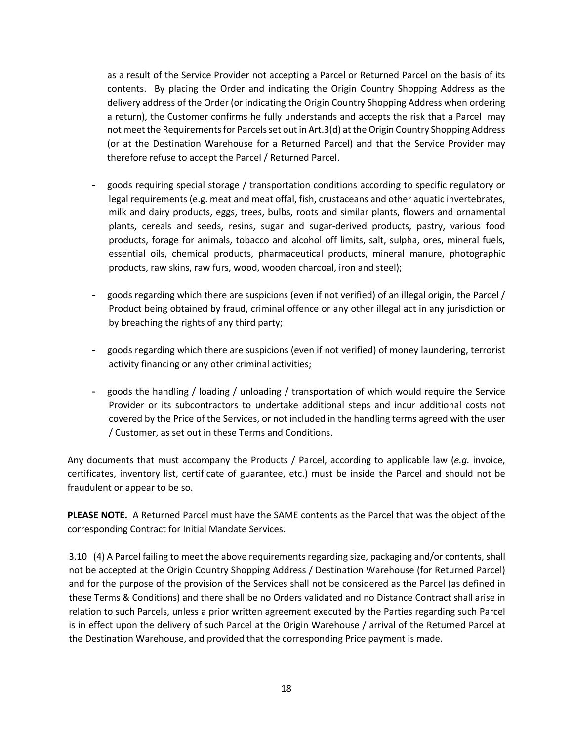as a result of the Service Provider not accepting a Parcel or Returned Parcel on the basis of its contents. By placing the Order and indicating the Origin Country Shopping Address as the delivery address of the Order (or indicating the Origin Country Shopping Address when ordering a return), the Customer confirms he fully understands and accepts the risk that a Parcel may not meet the Requirements for Parcels set out in Art.3(d) at the Origin Country Shopping Address (or at the Destination Warehouse for a Returned Parcel) and that the Service Provider may therefore refuse to accept the Parcel / Returned Parcel.

- goods requiring special storage / transportation conditions according to specific regulatory or legal requirements (e.g. meat and meat offal, fish, crustaceans and other aquatic invertebrates, milk and dairy products, eggs, trees, bulbs, roots and similar plants, flowers and ornamental plants, cereals and seeds, resins, sugar and sugar-derived products, pastry, various food products, forage for animals, tobacco and alcohol off limits, salt, sulpha, ores, mineral fuels, essential oils, chemical products, pharmaceutical products, mineral manure, photographic products, raw skins, raw furs, wood, wooden charcoal, iron and steel);

- goods regarding which there are suspicions (even if not verified) of an illegal origin, the Parcel / Product being obtained by fraud, criminal offence or any other illegal act in any jurisdiction or by breaching the rights of any third party;

- goods regarding which there are suspicions (even if not verified) of money laundering, terrorist activity financing or any other criminal activities;

- goods the handling / loading / unloading / transportation of which would require the Service Provider or its subcontractors to undertake additional steps and incur additional costs not covered by the Price of the Services, or not included in the handling terms agreed with the user / Customer, as set out in these Terms and Conditions.

Any documents that must accompany the Products / Parcel, according to applicable law (*e.g.* invoice, certificates, inventory list, certificate of guarantee, etc.) must be inside the Parcel and should not be fraudulent or appear to be so.

**PLEASE NOTE.** A Returned Parcel must have the SAME contents as the Parcel that was the object of the corresponding Contract for Initial Mandate Services.

3.10 (4) A Parcel failing to meet the above requirements regarding size, packaging and/or contents, shall not be accepted at the Origin Country Shopping Address / Destination Warehouse (for Returned Parcel) and for the purpose of the provision of the Services shall not be considered as the Parcel (as defined in these Terms & Conditions) and there shall be no Orders validated and no Distance Contract shall arise in relation to such Parcels, unless a prior written agreement executed by the Parties regarding such Parcel is in effect upon the delivery of such Parcel at the Origin Warehouse / arrival of the Returned Parcel at the Destination Warehouse, and provided that the corresponding Price payment is made.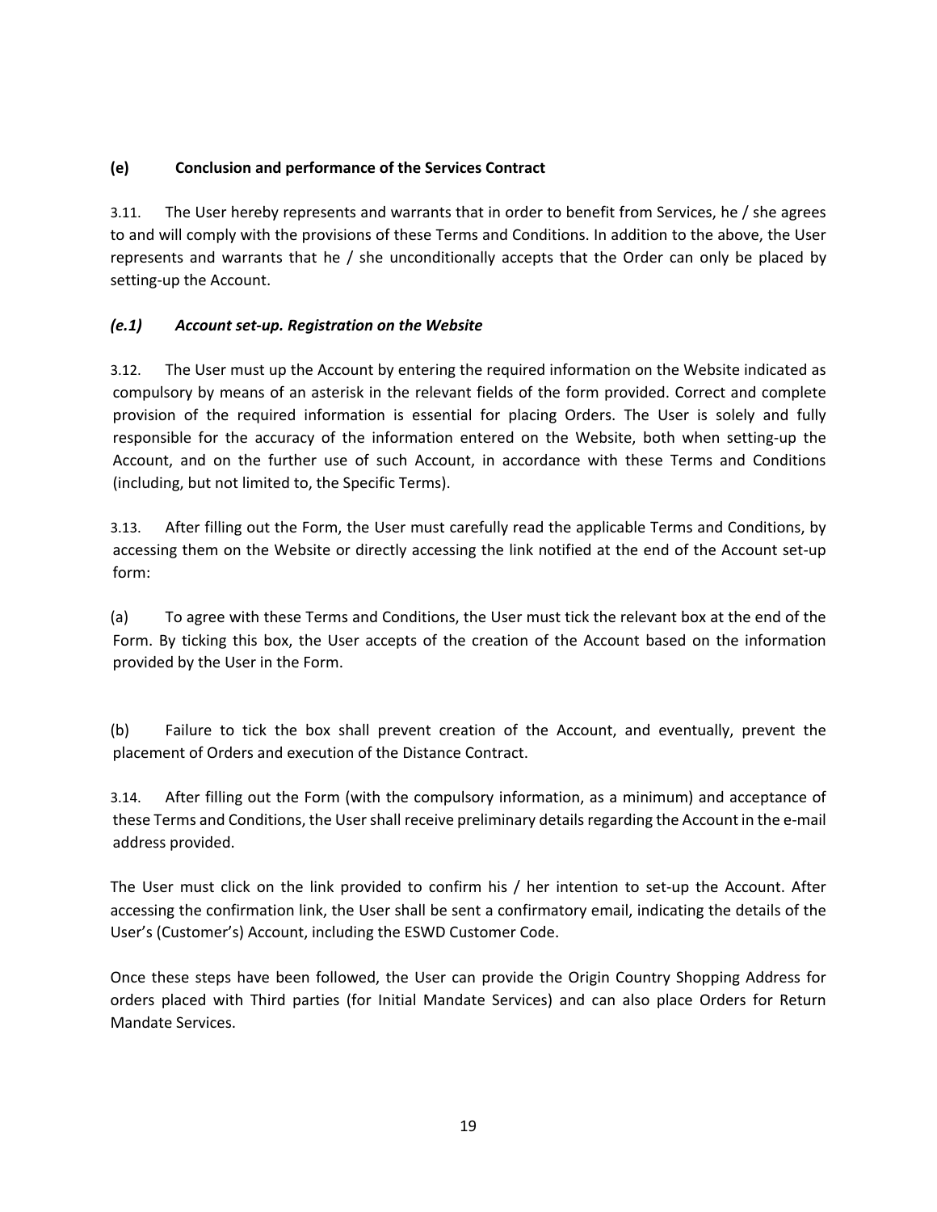**(e) Conclusion and performance of the Services Contract**

3.11. The User hereby represents and warrants that in order to benefit from Services, he / she agrees to and will comply with the provisions of these Terms and Conditions. In addition to the above, the User represents and warrants that he / she unconditionally accepts that the Order can only be placed by setting-up the Account.

***(e.1) Account set-up. Registration on the Website***

3.12. The User must up the Account by entering the required information on the Website indicated as compulsory by means of an asterisk in the relevant fields of the form provided. Correct and complete provision of the required information is essential for placing Orders. The User is solely and fully responsible for the accuracy of the information entered on the Website, both when setting-up the Account, and on the further use of such Account, in accordance with these Terms and Conditions (including, but not limited to, the Specific Terms).

3.13. After filling out the Form, the User must carefully read the applicable Terms and Conditions, by accessing them on the Website or directly accessing the link notified at the end of the Account set-up form:

(a) To agree with these Terms and Conditions, the User must tick the relevant box at the end of the Form. By ticking this box, the User accepts of the creation of the Account based on the information provided by the User in the Form.

(b) Failure to tick the box shall prevent creation of the Account, and eventually, prevent the placement of Orders and execution of the Distance Contract.

3.14. After filling out the Form (with the compulsory information, as a minimum) and acceptance of these Terms and Conditions, the User shall receive preliminary details regarding the Account in the e-mail address provided.

The User must click on the link provided to confirm his / her intention to set-up the Account. After accessing the confirmation link, the User shall be sent a confirmatory email, indicating the details of the User's (Customer's) Account, including the ESWD Customer Code.

Once these steps have been followed, the User can provide the Origin Country Shopping Address for orders placed with Third parties (for Initial Mandate Services) and can also place Orders for Return Mandate Services.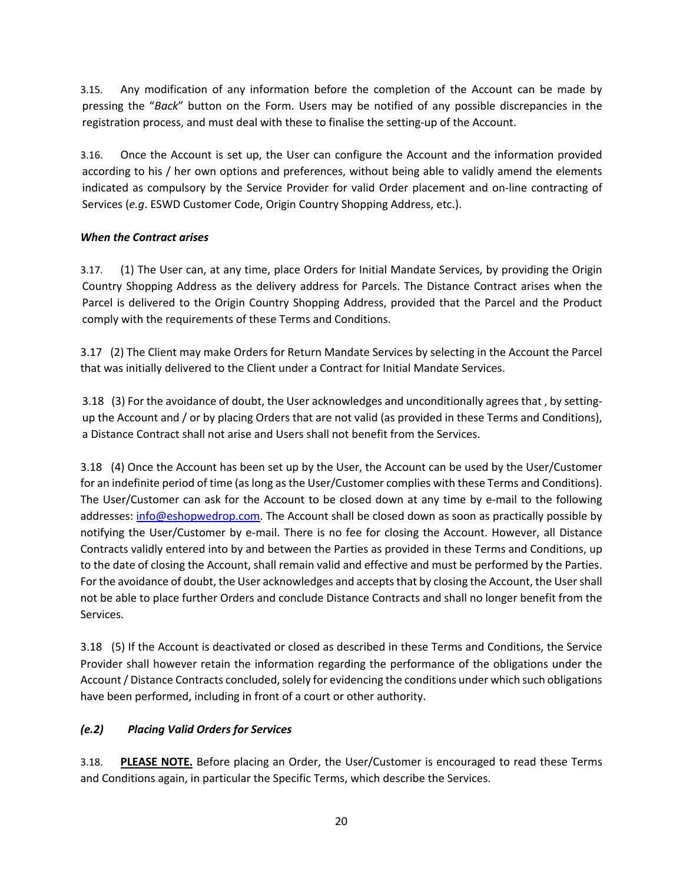3.15. Any modification of any information before the completion of the Account can be made by pressing the "*Back*" button on the Form. Users may be notified of any possible discrepancies in the registration process, and must deal with these to finalise the setting-up of the Account.

3.16. Once the Account is set up, the User can configure the Account and the information provided according to his / her own options and preferences, without being able to validly amend the elements indicated as compulsory by the Service Provider for valid Order placement and on-line contracting of Services (*e.g*. ESWD Customer Code, Origin Country Shopping Address, etc.).

***When the Contract arises***

3.17. (1) The User can, at any time, place Orders for Initial Mandate Services, by providing the Origin Country Shopping Address as the delivery address for Parcels. The Distance Contract arises when the Parcel is delivered to the Origin Country Shopping Address, provided that the Parcel and the Product comply with the requirements of these Terms and Conditions.

3.17 (2) The Client may make Orders for Return Mandate Services by selecting in the Account the Parcel that was initially delivered to the Client under a Contract for Initial Mandate Services.

3.18 (3) For the avoidance of doubt, the User acknowledges and unconditionally agrees that , by setting-up the Account and / or by placing Orders that are not valid (as provided in these Terms and Conditions), a Distance Contract shall not arise and Users shall not benefit from the Services.

3.18 (4) Once the Account has been set up by the User, the Account can be used by the User/Customer for an indefinite period of time (as long as the User/Customer complies with these Terms and Conditions). The User/Customer can ask for the Account to be closed down at any time by e-mail to the following addresses: info@eshopwedrop.com. The Account shall be closed down as soon as practically possible by notifying the User/Customer by e-mail. There is no fee for closing the Account. However, all Distance Contracts validly entered into by and between the Parties as provided in these Terms and Conditions, up to the date of closing the Account, shall remain valid and effective and must be performed by the Parties. For the avoidance of doubt, the User acknowledges and accepts that by closing the Account, the User shall not be able to place further Orders and conclude Distance Contracts and shall no longer benefit from the Services.

3.18 (5) If the Account is deactivated or closed as described in these Terms and Conditions, the Service Provider shall however retain the information regarding the performance of the obligations under the Account / Distance Contracts concluded, solely for evidencing the conditions under which such obligations have been performed, including in front of a court or other authority.

***(e.2) Placing Valid Orders for Services***

3.18. **PLEASE NOTE.** Before placing an Order, the User/Customer is encouraged to read these Terms and Conditions again, in particular the Specific Terms, which describe the Services.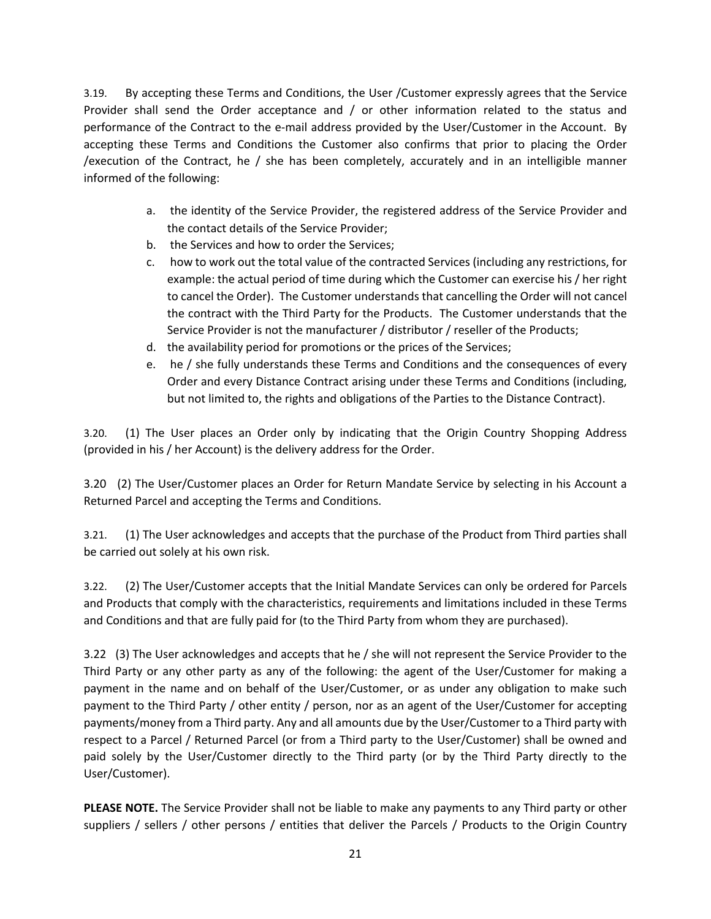3.19. By accepting these Terms and Conditions, the User /Customer expressly agrees that the Service Provider shall send the Order acceptance and / or other information related to the status and performance of the Contract to the e-mail address provided by the User/Customer in the Account. By accepting these Terms and Conditions the Customer also confirms that prior to placing the Order /execution of the Contract, he / she has been completely, accurately and in an intelligible manner informed of the following:

a. the identity of the Service Provider, the registered address of the Service Provider and the contact details of the Service Provider;
b. the Services and how to order the Services;
c. how to work out the total value of the contracted Services (including any restrictions, for example: the actual period of time during which the Customer can exercise his / her right to cancel the Order). The Customer understands that cancelling the Order will not cancel the contract with the Third Party for the Products. The Customer understands that the Service Provider is not the manufacturer / distributor / reseller of the Products;
d. the availability period for promotions or the prices of the Services;
e. he / she fully understands these Terms and Conditions and the consequences of every Order and every Distance Contract arising under these Terms and Conditions (including, but not limited to, the rights and obligations of the Parties to the Distance Contract).

3.20. (1) The User places an Order only by indicating that the Origin Country Shopping Address (provided in his / her Account) is the delivery address for the Order.

3.20 (2) The User/Customer places an Order for Return Mandate Service by selecting in his Account a Returned Parcel and accepting the Terms and Conditions.

3.21. (1) The User acknowledges and accepts that the purchase of the Product from Third parties shall be carried out solely at his own risk.

3.22. (2) The User/Customer accepts that the Initial Mandate Services can only be ordered for Parcels and Products that comply with the characteristics, requirements and limitations included in these Terms and Conditions and that are fully paid for (to the Third Party from whom they are purchased).

3.22 (3) The User acknowledges and accepts that he / she will not represent the Service Provider to the Third Party or any other party as any of the following: the agent of the User/Customer for making a payment in the name and on behalf of the User/Customer, or as under any obligation to make such payment to the Third Party / other entity / person, nor as an agent of the User/Customer for accepting payments/money from a Third party. Any and all amounts due by the User/Customer to a Third party with respect to a Parcel / Returned Parcel (or from a Third party to the User/Customer) shall be owned and paid solely by the User/Customer directly to the Third party (or by the Third Party directly to the User/Customer).

**PLEASE NOTE.** The Service Provider shall not be liable to make any payments to any Third party or other suppliers / sellers / other persons / entities that deliver the Parcels / Products to the Origin Country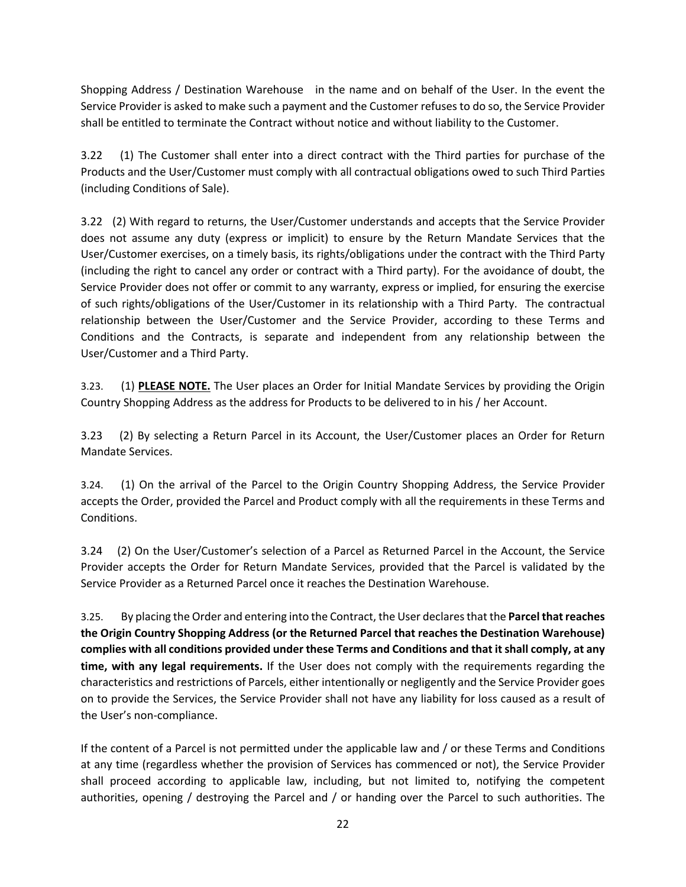Shopping Address / Destination Warehouse in the name and on behalf of the User. In the event the Service Provider is asked to make such a payment and the Customer refuses to do so, the Service Provider shall be entitled to terminate the Contract without notice and without liability to the Customer.

3.22 (1) The Customer shall enter into a direct contract with the Third parties for purchase of the Products and the User/Customer must comply with all contractual obligations owed to such Third Parties (including Conditions of Sale).

3.22 (2) With regard to returns, the User/Customer understands and accepts that the Service Provider does not assume any duty (express or implicit) to ensure by the Return Mandate Services that the User/Customer exercises, on a timely basis, its rights/obligations under the contract with the Third Party (including the right to cancel any order or contract with a Third party). For the avoidance of doubt, the Service Provider does not offer or commit to any warranty, express or implied, for ensuring the exercise of such rights/obligations of the User/Customer in its relationship with a Third Party. The contractual relationship between the User/Customer and the Service Provider, according to these Terms and Conditions and the Contracts, is separate and independent from any relationship between the User/Customer and a Third Party.

3.23. (1) **PLEASE NOTE.** The User places an Order for Initial Mandate Services by providing the Origin Country Shopping Address as the address for Products to be delivered to in his / her Account.

3.23 (2) By selecting a Return Parcel in its Account, the User/Customer places an Order for Return Mandate Services.

3.24. (1) On the arrival of the Parcel to the Origin Country Shopping Address, the Service Provider accepts the Order, provided the Parcel and Product comply with all the requirements in these Terms and Conditions.

3.24 (2) On the User/Customer's selection of a Parcel as Returned Parcel in the Account, the Service Provider accepts the Order for Return Mandate Services, provided that the Parcel is validated by the Service Provider as a Returned Parcel once it reaches the Destination Warehouse.

3.25. By placing the Order and entering into the Contract, the User declares that the **Parcel that reaches the Origin Country Shopping Address (or the Returned Parcel that reaches the Destination Warehouse) complies with all conditions provided under these Terms and Conditions and that it shall comply, at any time, with any legal requirements.** If the User does not comply with the requirements regarding the characteristics and restrictions of Parcels, either intentionally or negligently and the Service Provider goes on to provide the Services, the Service Provider shall not have any liability for loss caused as a result of the User's non-compliance.

If the content of a Parcel is not permitted under the applicable law and / or these Terms and Conditions at any time (regardless whether the provision of Services has commenced or not), the Service Provider shall proceed according to applicable law, including, but not limited to, notifying the competent authorities, opening / destroying the Parcel and / or handing over the Parcel to such authorities. The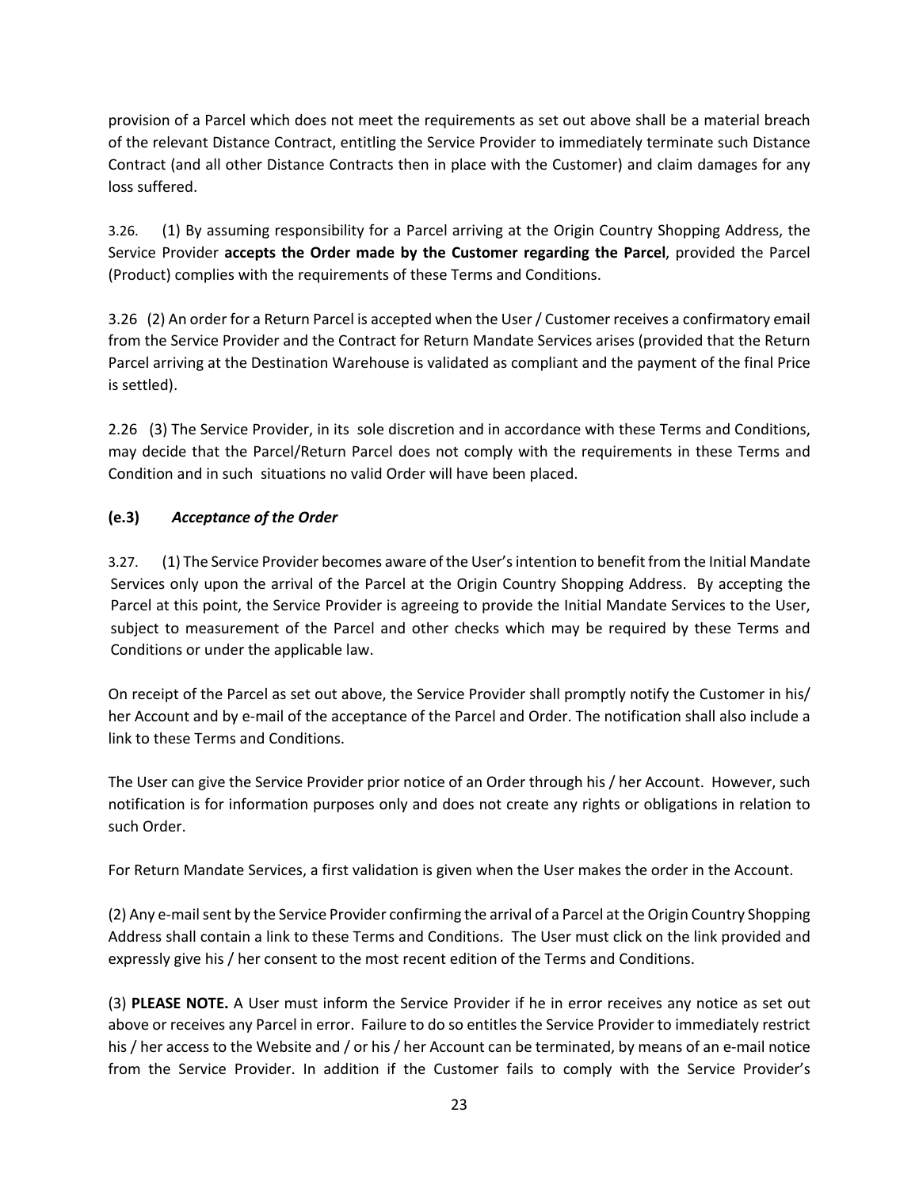provision of a Parcel which does not meet the requirements as set out above shall be a material breach of the relevant Distance Contract, entitling the Service Provider to immediately terminate such Distance Contract (and all other Distance Contracts then in place with the Customer) and claim damages for any loss suffered.

3.26. (1) By assuming responsibility for a Parcel arriving at the Origin Country Shopping Address, the Service Provider **accepts the Order made by the Customer regarding the Parcel**, provided the Parcel (Product) complies with the requirements of these Terms and Conditions.

3.26 (2) An order for a Return Parcel is accepted when the User / Customer receives a confirmatory email from the Service Provider and the Contract for Return Mandate Services arises (provided that the Return Parcel arriving at the Destination Warehouse is validated as compliant and the payment of the final Price is settled).

2.26 (3) The Service Provider, in its sole discretion and in accordance with these Terms and Conditions, may decide that the Parcel/Return Parcel does not comply with the requirements in these Terms and Condition and in such situations no valid Order will have been placed.

**(e.3)** ***Acceptance of the Order***

3.27. (1) The Service Provider becomes aware of the User's intention to benefit from the Initial Mandate Services only upon the arrival of the Parcel at the Origin Country Shopping Address. By accepting the Parcel at this point, the Service Provider is agreeing to provide the Initial Mandate Services to the User, subject to measurement of the Parcel and other checks which may be required by these Terms and Conditions or under the applicable law.

On receipt of the Parcel as set out above, the Service Provider shall promptly notify the Customer in his/ her Account and by e-mail of the acceptance of the Parcel and Order. The notification shall also include a link to these Terms and Conditions.

The User can give the Service Provider prior notice of an Order through his / her Account. However, such notification is for information purposes only and does not create any rights or obligations in relation to such Order.

For Return Mandate Services, a first validation is given when the User makes the order in the Account.

(2) Any e-mail sent by the Service Provider confirming the arrival of a Parcel at the Origin Country Shopping Address shall contain a link to these Terms and Conditions. The User must click on the link provided and expressly give his / her consent to the most recent edition of the Terms and Conditions.

(3) **PLEASE NOTE.** A User must inform the Service Provider if he in error receives any notice as set out above or receives any Parcel in error. Failure to do so entitles the Service Provider to immediately restrict his / her access to the Website and / or his / her Account can be terminated, by means of an e-mail notice from the Service Provider. In addition if the Customer fails to comply with the Service Provider's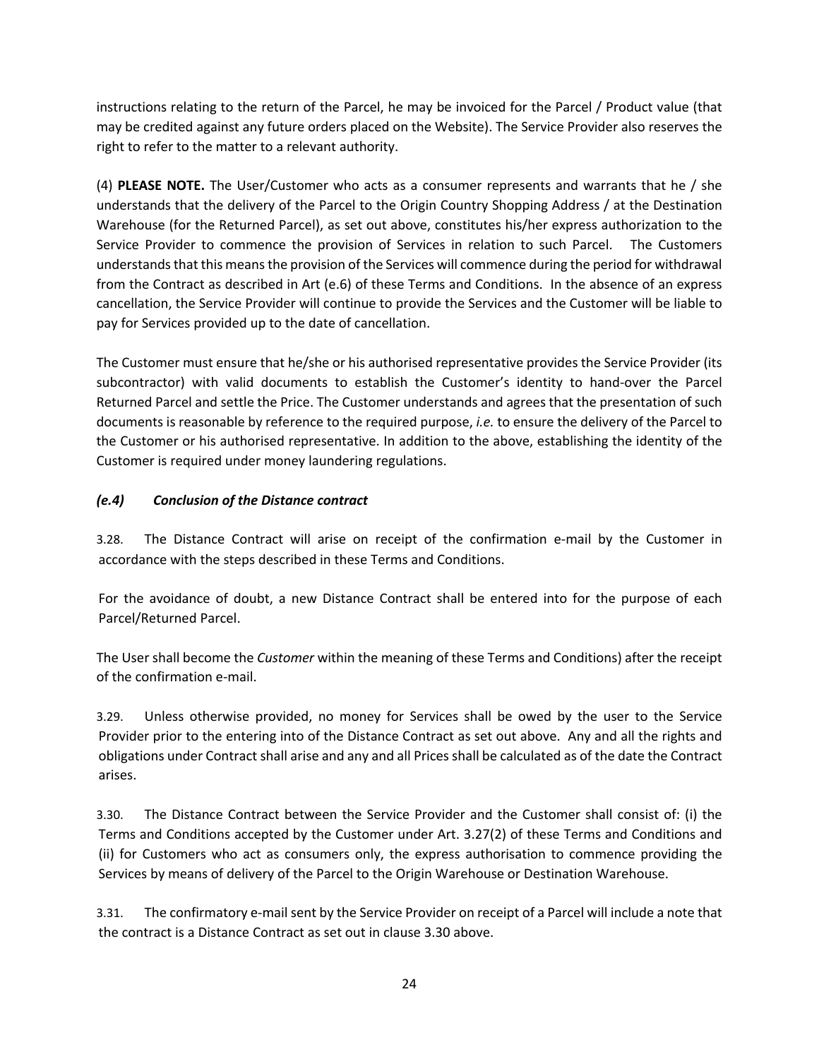instructions relating to the return of the Parcel, he may be invoiced for the Parcel / Product value (that may be credited against any future orders placed on the Website). The Service Provider also reserves the right to refer to the matter to a relevant authority.

(4) **PLEASE NOTE.** The User/Customer who acts as a consumer represents and warrants that he / she understands that the delivery of the Parcel to the Origin Country Shopping Address / at the Destination Warehouse (for the Returned Parcel), as set out above, constitutes his/her express authorization to the Service Provider to commence the provision of Services in relation to such Parcel. The Customers understands that this means the provision of the Services will commence during the period for withdrawal from the Contract as described in Art (e.6) of these Terms and Conditions. In the absence of an express cancellation, the Service Provider will continue to provide the Services and the Customer will be liable to pay for Services provided up to the date of cancellation.

The Customer must ensure that he/she or his authorised representative provides the Service Provider (its subcontractor) with valid documents to establish the Customer's identity to hand-over the Parcel Returned Parcel and settle the Price. The Customer understands and agrees that the presentation of such documents is reasonable by reference to the required purpose, *i.e.* to ensure the delivery of the Parcel to the Customer or his authorised representative. In addition to the above, establishing the identity of the Customer is required under money laundering regulations.

### *(e.4) Conclusion of the Distance contract*

3.28. The Distance Contract will arise on receipt of the confirmation e-mail by the Customer in accordance with the steps described in these Terms and Conditions.

For the avoidance of doubt, a new Distance Contract shall be entered into for the purpose of each Parcel/Returned Parcel.

The User shall become the *Customer* within the meaning of these Terms and Conditions) after the receipt of the confirmation e-mail.

3.29. Unless otherwise provided, no money for Services shall be owed by the user to the Service Provider prior to the entering into of the Distance Contract as set out above. Any and all the rights and obligations under Contract shall arise and any and all Prices shall be calculated as of the date the Contract arises.

3.30. The Distance Contract between the Service Provider and the Customer shall consist of: (i) the Terms and Conditions accepted by the Customer under Art. 3.27(2) of these Terms and Conditions and (ii) for Customers who act as consumers only, the express authorisation to commence providing the Services by means of delivery of the Parcel to the Origin Warehouse or Destination Warehouse.

3.31. The confirmatory e-mail sent by the Service Provider on receipt of a Parcel will include a note that the contract is a Distance Contract as set out in clause 3.30 above.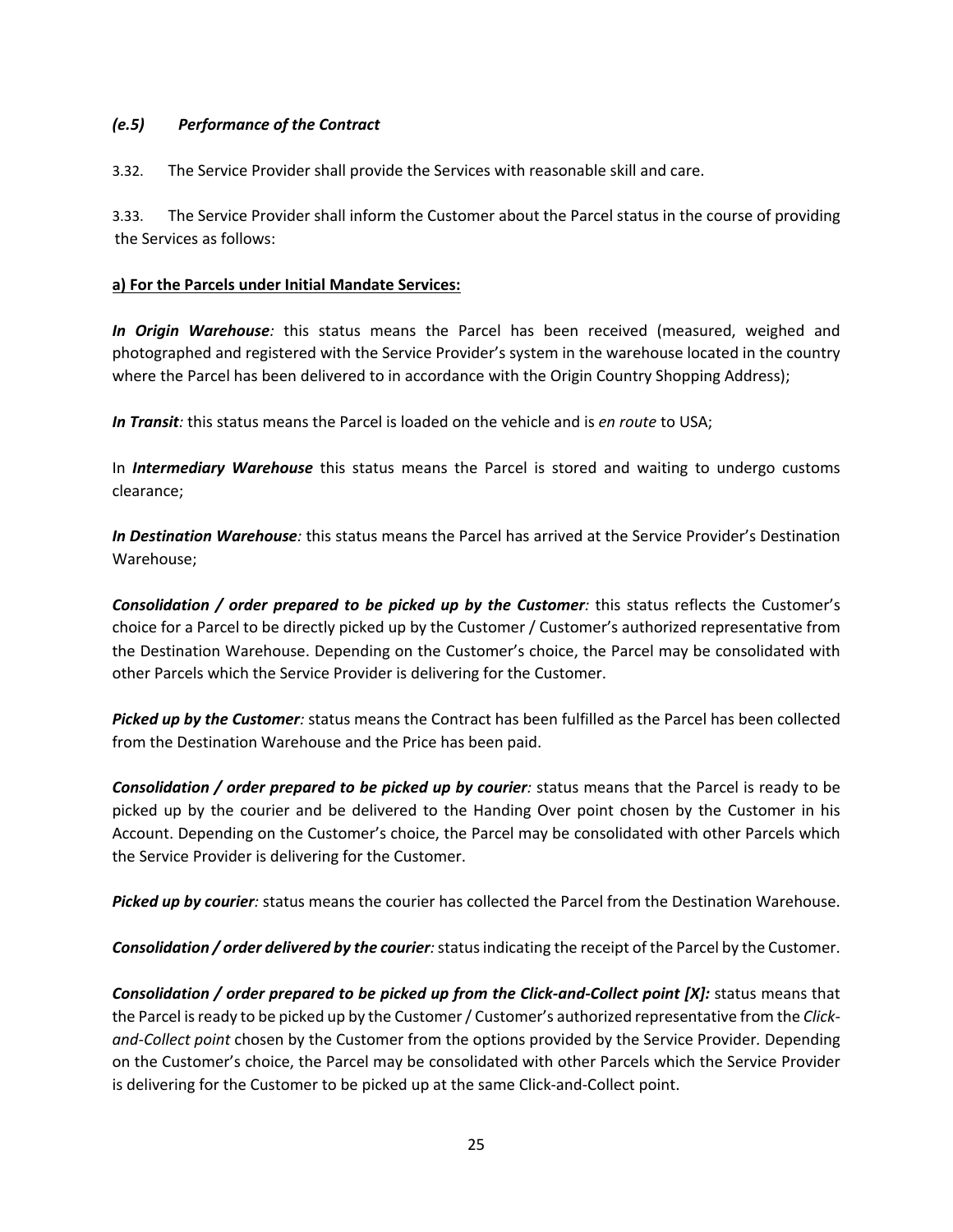### *(e.5) Performance of the Contract*

3.32. The Service Provider shall provide the Services with reasonable skill and care.

3.33. The Service Provider shall inform the Customer about the Parcel status in the course of providing the Services as follows:

**a) For the Parcels under Initial Mandate Services:**

***In Origin Warehouse****:* this status means the Parcel has been received (measured, weighed and photographed and registered with the Service Provider's system in the warehouse located in the country where the Parcel has been delivered to in accordance with the Origin Country Shopping Address);

***In Transit****:* this status means the Parcel is loaded on the vehicle and is *en route* to USA;

In ***Intermediary Warehouse*** this status means the Parcel is stored and waiting to undergo customs clearance;

***In Destination Warehouse****:* this status means the Parcel has arrived at the Service Provider's Destination Warehouse;

***Consolidation / order prepared to be picked up by the Customer****:* this status reflects the Customer's choice for a Parcel to be directly picked up by the Customer / Customer's authorized representative from the Destination Warehouse. Depending on the Customer's choice, the Parcel may be consolidated with other Parcels which the Service Provider is delivering for the Customer.

***Picked up by the Customer****:* status means the Contract has been fulfilled as the Parcel has been collected from the Destination Warehouse and the Price has been paid.

***Consolidation / order prepared to be picked up by courier****:* status means that the Parcel is ready to be picked up by the courier and be delivered to the Handing Over point chosen by the Customer in his Account. Depending on the Customer's choice, the Parcel may be consolidated with other Parcels which the Service Provider is delivering for the Customer.

***Picked up by courier****:* status means the courier has collected the Parcel from the Destination Warehouse.

***Consolidation / order delivered by the courier****:* status indicating the receipt of the Parcel by the Customer.

***Consolidation / order prepared to be picked up from the Click-and-Collect point [X]:*** status means that the Parcel is ready to be picked up by the Customer / Customer's authorized representative from the *Click-and-Collect point* chosen by the Customer from the options provided by the Service Provider. Depending on the Customer's choice, the Parcel may be consolidated with other Parcels which the Service Provider is delivering for the Customer to be picked up at the same Click-and-Collect point.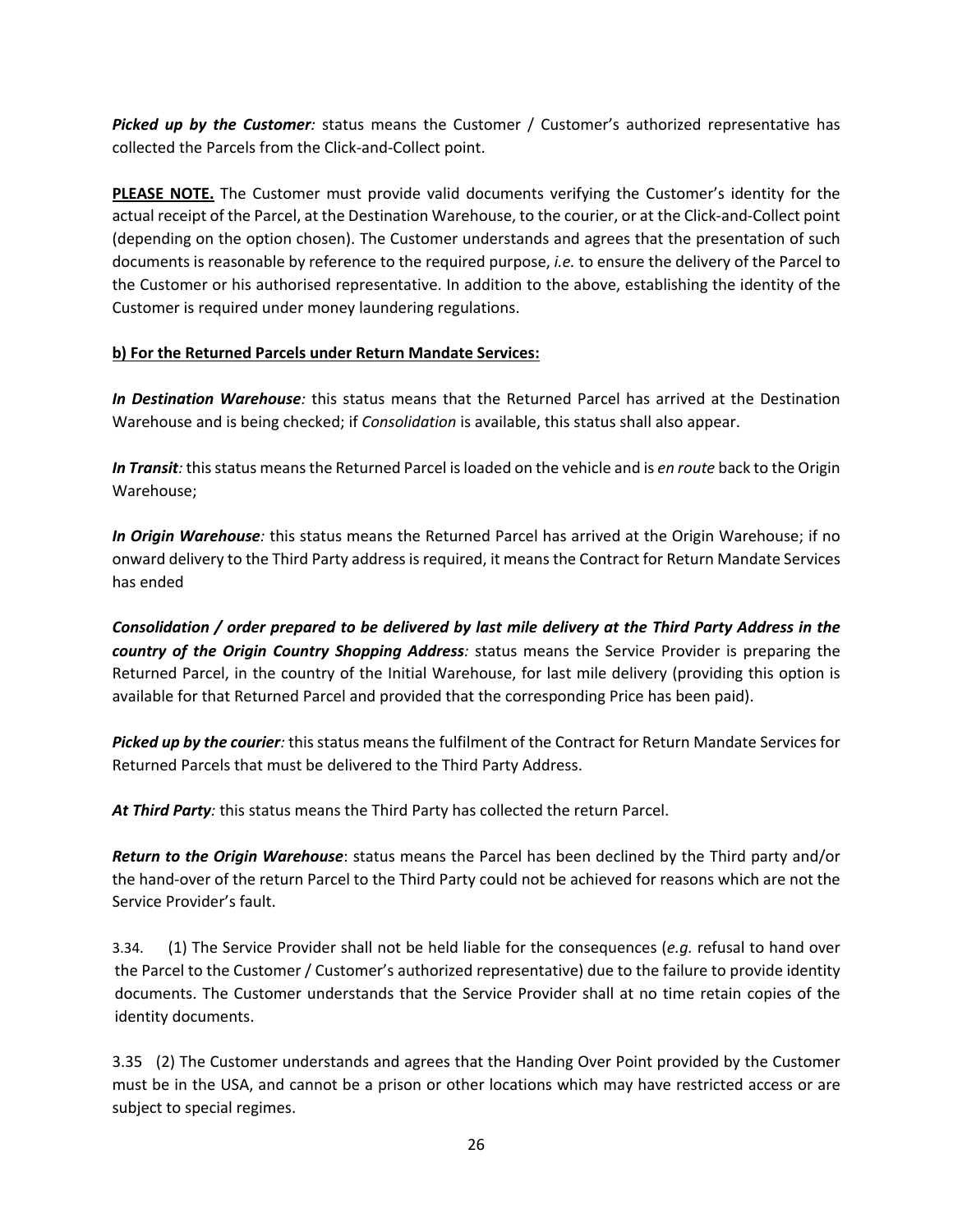***Picked up by the Customer:*** status means the Customer / Customer's authorized representative has collected the Parcels from the Click-and-Collect point.

**PLEASE NOTE.** The Customer must provide valid documents verifying the Customer's identity for the actual receipt of the Parcel, at the Destination Warehouse, to the courier, or at the Click-and-Collect point (depending on the option chosen). The Customer understands and agrees that the presentation of such documents is reasonable by reference to the required purpose, *i.e.* to ensure the delivery of the Parcel to the Customer or his authorised representative. In addition to the above, establishing the identity of the Customer is required under money laundering regulations.

**b) For the Returned Parcels under Return Mandate Services:**

***In Destination Warehouse:*** this status means that the Returned Parcel has arrived at the Destination Warehouse and is being checked; if *Consolidation* is available, this status shall also appear.

***In Transit:*** this status means the Returned Parcel is loaded on the vehicle and is *en route* back to the Origin Warehouse;

***In Origin Warehouse:*** this status means the Returned Parcel has arrived at the Origin Warehouse; if no onward delivery to the Third Party address is required, it means the Contract for Return Mandate Services has ended

***Consolidation / order prepared to be delivered by last mile delivery at the Third Party Address in the country of the Origin Country Shopping Address:*** status means the Service Provider is preparing the Returned Parcel, in the country of the Initial Warehouse, for last mile delivery (providing this option is available for that Returned Parcel and provided that the corresponding Price has been paid).

***Picked up by the courier:*** this status means the fulfilment of the Contract for Return Mandate Services for Returned Parcels that must be delivered to the Third Party Address.

***At Third Party:*** this status means the Third Party has collected the return Parcel.

***Return to the Origin Warehouse***: status means the Parcel has been declined by the Third party and/or the hand-over of the return Parcel to the Third Party could not be achieved for reasons which are not the Service Provider's fault.

3.34. (1) The Service Provider shall not be held liable for the consequences (*e.g.* refusal to hand over the Parcel to the Customer / Customer's authorized representative) due to the failure to provide identity documents. The Customer understands that the Service Provider shall at no time retain copies of the identity documents.

3.35 (2) The Customer understands and agrees that the Handing Over Point provided by the Customer must be in the USA, and cannot be a prison or other locations which may have restricted access or are subject to special regimes.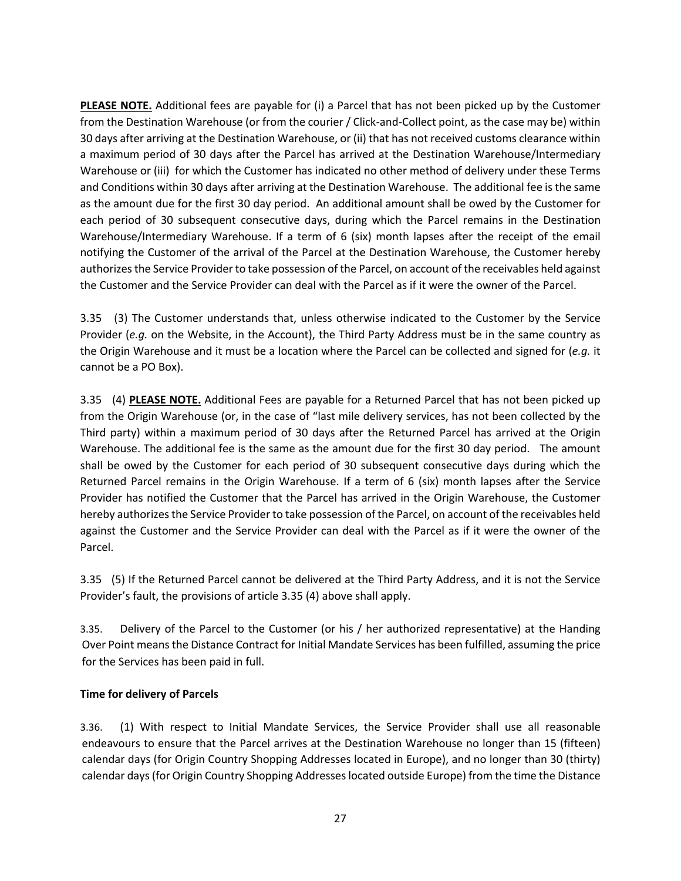**PLEASE NOTE.** Additional fees are payable for (i) a Parcel that has not been picked up by the Customer from the Destination Warehouse (or from the courier / Click-and-Collect point, as the case may be) within 30 days after arriving at the Destination Warehouse, or (ii) that has not received customs clearance within a maximum period of 30 days after the Parcel has arrived at the Destination Warehouse/Intermediary Warehouse or (iii) for which the Customer has indicated no other method of delivery under these Terms and Conditions within 30 days after arriving at the Destination Warehouse. The additional fee is the same as the amount due for the first 30 day period. An additional amount shall be owed by the Customer for each period of 30 subsequent consecutive days, during which the Parcel remains in the Destination Warehouse/Intermediary Warehouse. If a term of 6 (six) month lapses after the receipt of the email notifying the Customer of the arrival of the Parcel at the Destination Warehouse, the Customer hereby authorizes the Service Provider to take possession of the Parcel, on account of the receivables held against the Customer and the Service Provider can deal with the Parcel as if it were the owner of the Parcel.

3.35 (3) The Customer understands that, unless otherwise indicated to the Customer by the Service Provider (*e.g.* on the Website, in the Account), the Third Party Address must be in the same country as the Origin Warehouse and it must be a location where the Parcel can be collected and signed for (*e.g.* it cannot be a PO Box).

3.35 (4) **PLEASE NOTE.** Additional Fees are payable for a Returned Parcel that has not been picked up from the Origin Warehouse (or, in the case of "last mile delivery services, has not been collected by the Third party) within a maximum period of 30 days after the Returned Parcel has arrived at the Origin Warehouse. The additional fee is the same as the amount due for the first 30 day period. The amount shall be owed by the Customer for each period of 30 subsequent consecutive days during which the Returned Parcel remains in the Origin Warehouse. If a term of 6 (six) month lapses after the Service Provider has notified the Customer that the Parcel has arrived in the Origin Warehouse, the Customer hereby authorizes the Service Provider to take possession of the Parcel, on account of the receivables held against the Customer and the Service Provider can deal with the Parcel as if it were the owner of the Parcel.

3.35 (5) If the Returned Parcel cannot be delivered at the Third Party Address, and it is not the Service Provider's fault, the provisions of article 3.35 (4) above shall apply.

3.35. Delivery of the Parcel to the Customer (or his / her authorized representative) at the Handing Over Point means the Distance Contract for Initial Mandate Services has been fulfilled, assuming the price for the Services has been paid in full.

**Time for delivery of Parcels**

3.36. (1) With respect to Initial Mandate Services, the Service Provider shall use all reasonable endeavours to ensure that the Parcel arrives at the Destination Warehouse no longer than 15 (fifteen) calendar days (for Origin Country Shopping Addresses located in Europe), and no longer than 30 (thirty) calendar days (for Origin Country Shopping Addresses located outside Europe) from the time the Distance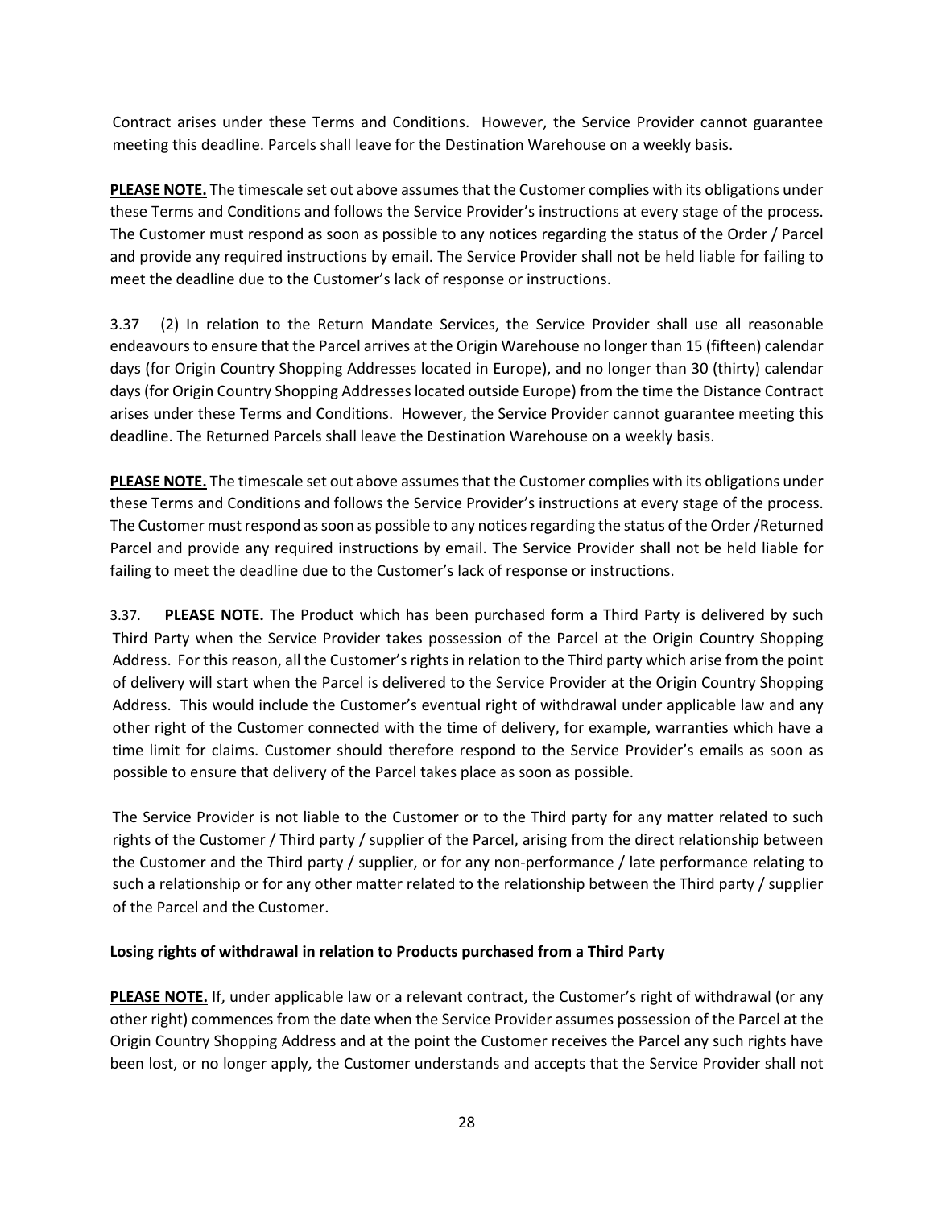Contract arises under these Terms and Conditions. However, the Service Provider cannot guarantee meeting this deadline. Parcels shall leave for the Destination Warehouse on a weekly basis.

**PLEASE NOTE.** The timescale set out above assumes that the Customer complies with its obligations under these Terms and Conditions and follows the Service Provider's instructions at every stage of the process. The Customer must respond as soon as possible to any notices regarding the status of the Order / Parcel and provide any required instructions by email. The Service Provider shall not be held liable for failing to meet the deadline due to the Customer's lack of response or instructions.

3.37 (2) In relation to the Return Mandate Services, the Service Provider shall use all reasonable endeavours to ensure that the Parcel arrives at the Origin Warehouse no longer than 15 (fifteen) calendar days (for Origin Country Shopping Addresses located in Europe), and no longer than 30 (thirty) calendar days (for Origin Country Shopping Addresses located outside Europe) from the time the Distance Contract arises under these Terms and Conditions. However, the Service Provider cannot guarantee meeting this deadline. The Returned Parcels shall leave the Destination Warehouse on a weekly basis.

**PLEASE NOTE.** The timescale set out above assumes that the Customer complies with its obligations under these Terms and Conditions and follows the Service Provider's instructions at every stage of the process. The Customer must respond as soon as possible to any notices regarding the status of the Order /Returned Parcel and provide any required instructions by email. The Service Provider shall not be held liable for failing to meet the deadline due to the Customer's lack of response or instructions.

3.37. **PLEASE NOTE.** The Product which has been purchased form a Third Party is delivered by such Third Party when the Service Provider takes possession of the Parcel at the Origin Country Shopping Address. For this reason, all the Customer's rights in relation to the Third party which arise from the point of delivery will start when the Parcel is delivered to the Service Provider at the Origin Country Shopping Address. This would include the Customer's eventual right of withdrawal under applicable law and any other right of the Customer connected with the time of delivery, for example, warranties which have a time limit for claims. Customer should therefore respond to the Service Provider's emails as soon as possible to ensure that delivery of the Parcel takes place as soon as possible.

The Service Provider is not liable to the Customer or to the Third party for any matter related to such rights of the Customer / Third party / supplier of the Parcel, arising from the direct relationship between the Customer and the Third party / supplier, or for any non-performance / late performance relating to such a relationship or for any other matter related to the relationship between the Third party / supplier of the Parcel and the Customer.

**Losing rights of withdrawal in relation to Products purchased from a Third Party**

**PLEASE NOTE.** If, under applicable law or a relevant contract, the Customer's right of withdrawal (or any other right) commences from the date when the Service Provider assumes possession of the Parcel at the Origin Country Shopping Address and at the point the Customer receives the Parcel any such rights have been lost, or no longer apply, the Customer understands and accepts that the Service Provider shall not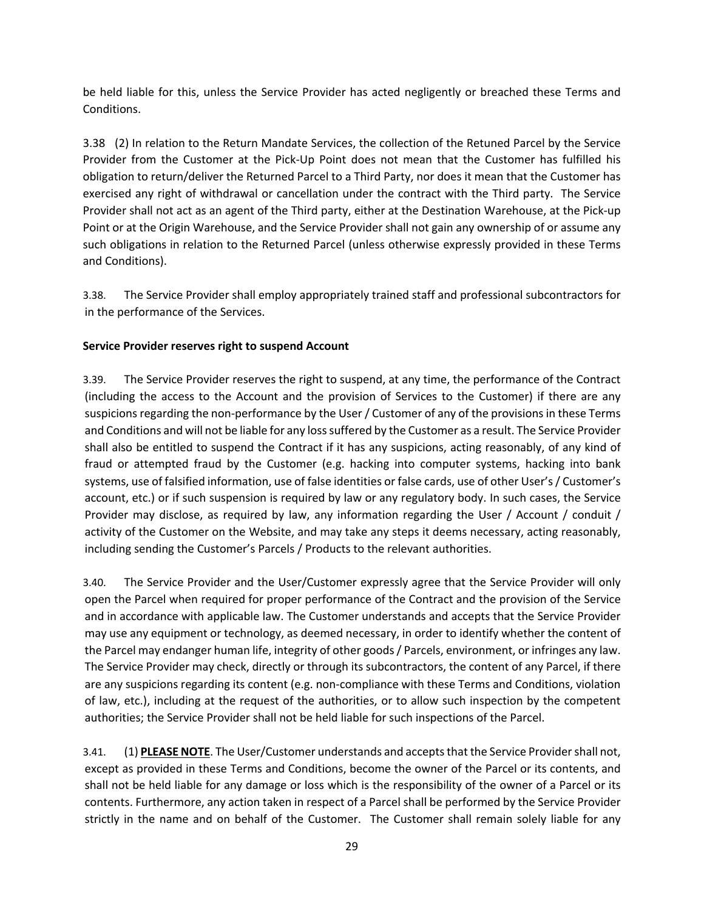be held liable for this, unless the Service Provider has acted negligently or breached these Terms and Conditions.

3.38 (2) In relation to the Return Mandate Services, the collection of the Retuned Parcel by the Service Provider from the Customer at the Pick-Up Point does not mean that the Customer has fulfilled his obligation to return/deliver the Returned Parcel to a Third Party, nor does it mean that the Customer has exercised any right of withdrawal or cancellation under the contract with the Third party. The Service Provider shall not act as an agent of the Third party, either at the Destination Warehouse, at the Pick-up Point or at the Origin Warehouse, and the Service Provider shall not gain any ownership of or assume any such obligations in relation to the Returned Parcel (unless otherwise expressly provided in these Terms and Conditions).

3.38. The Service Provider shall employ appropriately trained staff and professional subcontractors for in the performance of the Services.

**Service Provider reserves right to suspend Account**

3.39. The Service Provider reserves the right to suspend, at any time, the performance of the Contract (including the access to the Account and the provision of Services to the Customer) if there are any suspicions regarding the non-performance by the User / Customer of any of the provisions in these Terms and Conditions and will not be liable for any loss suffered by the Customer as a result. The Service Provider shall also be entitled to suspend the Contract if it has any suspicions, acting reasonably, of any kind of fraud or attempted fraud by the Customer (e.g. hacking into computer systems, hacking into bank systems, use of falsified information, use of false identities or false cards, use of other User's / Customer's account, etc.) or if such suspension is required by law or any regulatory body. In such cases, the Service Provider may disclose, as required by law, any information regarding the User / Account / conduit / activity of the Customer on the Website, and may take any steps it deems necessary, acting reasonably, including sending the Customer's Parcels / Products to the relevant authorities.

3.40. The Service Provider and the User/Customer expressly agree that the Service Provider will only open the Parcel when required for proper performance of the Contract and the provision of the Service and in accordance with applicable law. The Customer understands and accepts that the Service Provider may use any equipment or technology, as deemed necessary, in order to identify whether the content of the Parcel may endanger human life, integrity of other goods / Parcels, environment, or infringes any law. The Service Provider may check, directly or through its subcontractors, the content of any Parcel, if there are any suspicions regarding its content (e.g. non-compliance with these Terms and Conditions, violation of law, etc.), including at the request of the authorities, or to allow such inspection by the competent authorities; the Service Provider shall not be held liable for such inspections of the Parcel.

3.41. (1) **PLEASE NOTE**. The User/Customer understands and accepts that the Service Provider shall not, except as provided in these Terms and Conditions, become the owner of the Parcel or its contents, and shall not be held liable for any damage or loss which is the responsibility of the owner of a Parcel or its contents. Furthermore, any action taken in respect of a Parcel shall be performed by the Service Provider strictly in the name and on behalf of the Customer. The Customer shall remain solely liable for any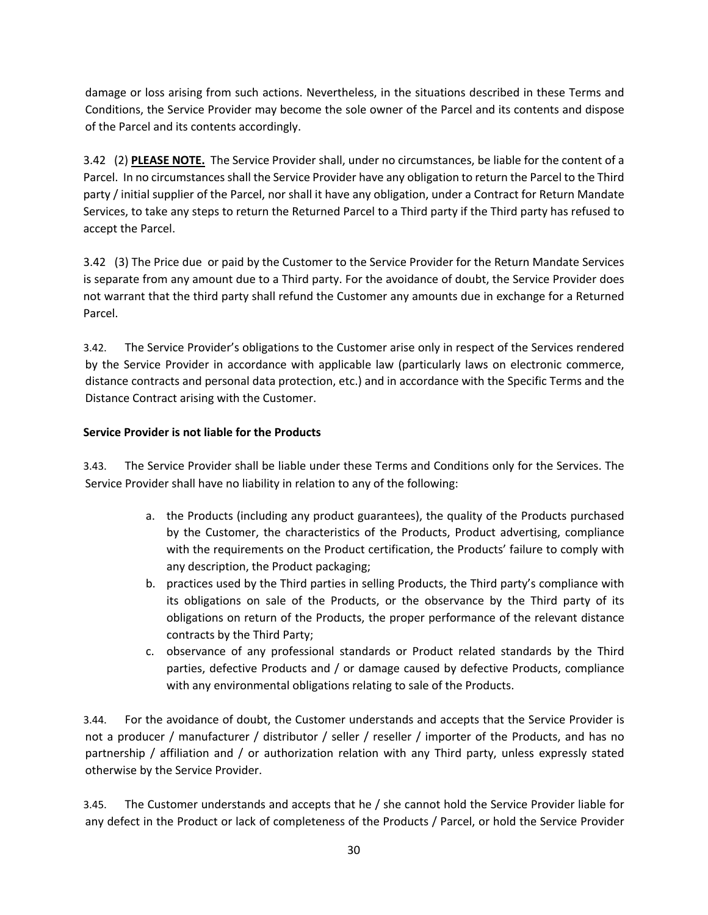damage or loss arising from such actions. Nevertheless, in the situations described in these Terms and Conditions, the Service Provider may become the sole owner of the Parcel and its contents and dispose of the Parcel and its contents accordingly.

3.42 (2) **PLEASE NOTE.** The Service Provider shall, under no circumstances, be liable for the content of a Parcel. In no circumstances shall the Service Provider have any obligation to return the Parcel to the Third party / initial supplier of the Parcel, nor shall it have any obligation, under a Contract for Return Mandate Services, to take any steps to return the Returned Parcel to a Third party if the Third party has refused to accept the Parcel.

3.42 (3) The Price due or paid by the Customer to the Service Provider for the Return Mandate Services is separate from any amount due to a Third party. For the avoidance of doubt, the Service Provider does not warrant that the third party shall refund the Customer any amounts due in exchange for a Returned Parcel.

3.42. The Service Provider's obligations to the Customer arise only in respect of the Services rendered by the Service Provider in accordance with applicable law (particularly laws on electronic commerce, distance contracts and personal data protection, etc.) and in accordance with the Specific Terms and the Distance Contract arising with the Customer.

**Service Provider is not liable for the Products**

3.43. The Service Provider shall be liable under these Terms and Conditions only for the Services. The Service Provider shall have no liability in relation to any of the following:

a. the Products (including any product guarantees), the quality of the Products purchased by the Customer, the characteristics of the Products, Product advertising, compliance with the requirements on the Product certification, the Products' failure to comply with any description, the Product packaging;
b. practices used by the Third parties in selling Products, the Third party's compliance with its obligations on sale of the Products, or the observance by the Third party of its obligations on return of the Products, the proper performance of the relevant distance contracts by the Third Party;
c. observance of any professional standards or Product related standards by the Third parties, defective Products and / or damage caused by defective Products, compliance with any environmental obligations relating to sale of the Products.

3.44. For the avoidance of doubt, the Customer understands and accepts that the Service Provider is not a producer / manufacturer / distributor / seller / reseller / importer of the Products, and has no partnership / affiliation and / or authorization relation with any Third party, unless expressly stated otherwise by the Service Provider.

3.45. The Customer understands and accepts that he / she cannot hold the Service Provider liable for any defect in the Product or lack of completeness of the Products / Parcel, or hold the Service Provider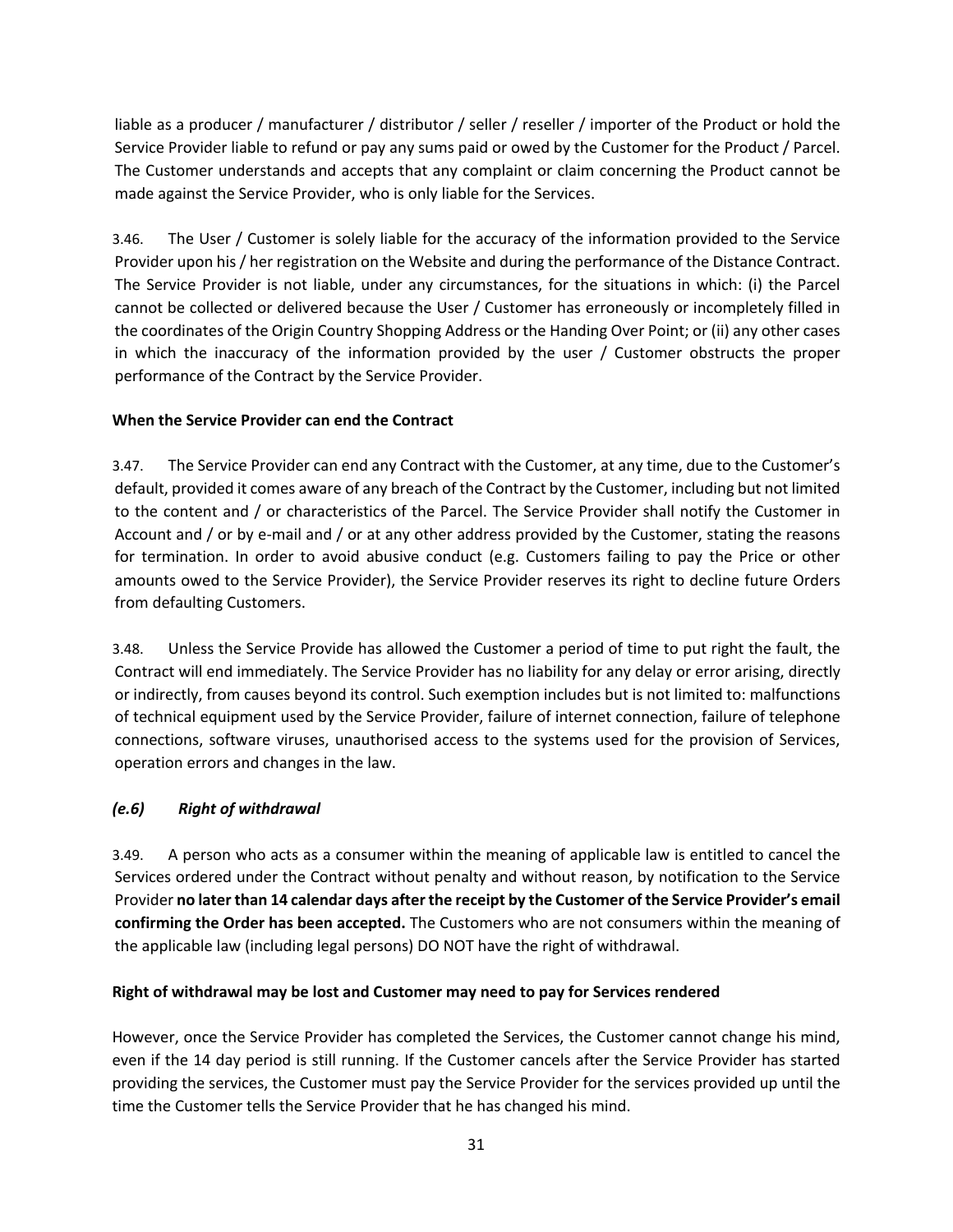liable as a producer / manufacturer / distributor / seller / reseller / importer of the Product or hold the Service Provider liable to refund or pay any sums paid or owed by the Customer for the Product / Parcel. The Customer understands and accepts that any complaint or claim concerning the Product cannot be made against the Service Provider, who is only liable for the Services.

3.46. The User / Customer is solely liable for the accuracy of the information provided to the Service Provider upon his / her registration on the Website and during the performance of the Distance Contract. The Service Provider is not liable, under any circumstances, for the situations in which: (i) the Parcel cannot be collected or delivered because the User / Customer has erroneously or incompletely filled in the coordinates of the Origin Country Shopping Address or the Handing Over Point; or (ii) any other cases in which the inaccuracy of the information provided by the user / Customer obstructs the proper performance of the Contract by the Service Provider.

**When the Service Provider can end the Contract**

3.47. The Service Provider can end any Contract with the Customer, at any time, due to the Customer's default, provided it comes aware of any breach of the Contract by the Customer, including but not limited to the content and / or characteristics of the Parcel. The Service Provider shall notify the Customer in Account and / or by e-mail and / or at any other address provided by the Customer, stating the reasons for termination. In order to avoid abusive conduct (e.g. Customers failing to pay the Price or other amounts owed to the Service Provider), the Service Provider reserves its right to decline future Orders from defaulting Customers.

3.48. Unless the Service Provide has allowed the Customer a period of time to put right the fault, the Contract will end immediately. The Service Provider has no liability for any delay or error arising, directly or indirectly, from causes beyond its control. Such exemption includes but is not limited to: malfunctions of technical equipment used by the Service Provider, failure of internet connection, failure of telephone connections, software viruses, unauthorised access to the systems used for the provision of Services, operation errors and changes in the law.

### *(e.6) Right of withdrawal*

3.49. A person who acts as a consumer within the meaning of applicable law is entitled to cancel the Services ordered under the Contract without penalty and without reason, by notification to the Service Provider **no later than 14 calendar days after the receipt by the Customer of the Service Provider's email confirming the Order has been accepted.** The Customers who are not consumers within the meaning of the applicable law (including legal persons) DO NOT have the right of withdrawal.

**Right of withdrawal may be lost and Customer may need to pay for Services rendered**

However, once the Service Provider has completed the Services, the Customer cannot change his mind, even if the 14 day period is still running. If the Customer cancels after the Service Provider has started providing the services, the Customer must pay the Service Provider for the services provided up until the time the Customer tells the Service Provider that he has changed his mind.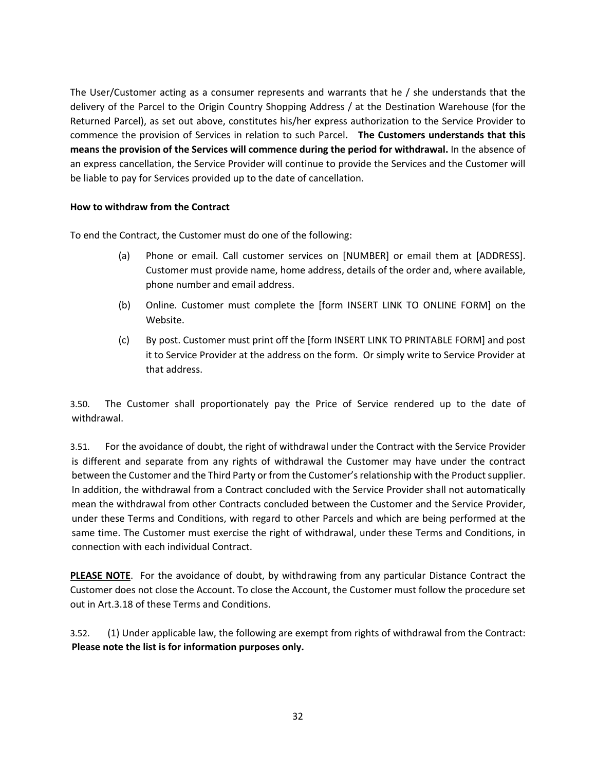The User/Customer acting as a consumer represents and warrants that he / she understands that the delivery of the Parcel to the Origin Country Shopping Address / at the Destination Warehouse (for the Returned Parcel), as set out above, constitutes his/her express authorization to the Service Provider to commence the provision of Services in relation to such Parcel**. The Customers understands that this means the provision of the Services will commence during the period for withdrawal.** In the absence of an express cancellation, the Service Provider will continue to provide the Services and the Customer will be liable to pay for Services provided up to the date of cancellation.

**How to withdraw from the Contract**

To end the Contract, the Customer must do one of the following:

(a) Phone or email. Call customer services on [NUMBER] or email them at [ADDRESS]. Customer must provide name, home address, details of the order and, where available, phone number and email address.

(b) Online. Customer must complete the [form INSERT LINK TO ONLINE FORM] on the Website.

(c) By post. Customer must print off the [form INSERT LINK TO PRINTABLE FORM] and post it to Service Provider at the address on the form. Or simply write to Service Provider at that address.

3.50. The Customer shall proportionately pay the Price of Service rendered up to the date of withdrawal.

3.51. For the avoidance of doubt, the right of withdrawal under the Contract with the Service Provider is different and separate from any rights of withdrawal the Customer may have under the contract between the Customer and the Third Party or from the Customer's relationship with the Product supplier. In addition, the withdrawal from a Contract concluded with the Service Provider shall not automatically mean the withdrawal from other Contracts concluded between the Customer and the Service Provider, under these Terms and Conditions, with regard to other Parcels and which are being performed at the same time. The Customer must exercise the right of withdrawal, under these Terms and Conditions, in connection with each individual Contract.

**PLEASE NOTE**. For the avoidance of doubt, by withdrawing from any particular Distance Contract the Customer does not close the Account. To close the Account, the Customer must follow the procedure set out in Art.3.18 of these Terms and Conditions.

3.52. (1) Under applicable law, the following are exempt from rights of withdrawal from the Contract: **Please note the list is for information purposes only.**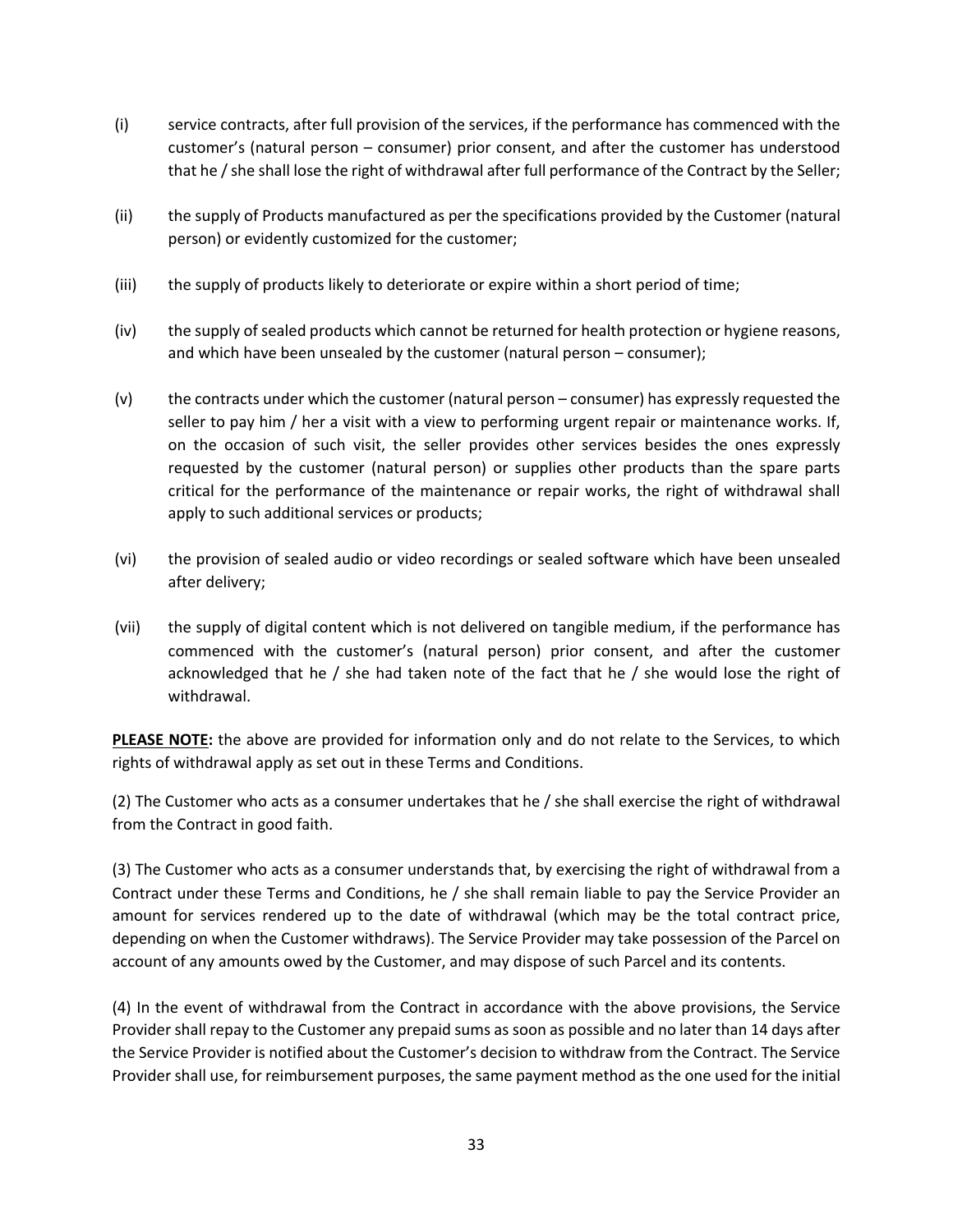(i) service contracts, after full provision of the services, if the performance has commenced with the customer's (natural person – consumer) prior consent, and after the customer has understood that he / she shall lose the right of withdrawal after full performance of the Contract by the Seller;

(ii) the supply of Products manufactured as per the specifications provided by the Customer (natural person) or evidently customized for the customer;

(iii) the supply of products likely to deteriorate or expire within a short period of time;

(iv) the supply of sealed products which cannot be returned for health protection or hygiene reasons, and which have been unsealed by the customer (natural person – consumer);

(v) the contracts under which the customer (natural person – consumer) has expressly requested the seller to pay him / her a visit with a view to performing urgent repair or maintenance works. If, on the occasion of such visit, the seller provides other services besides the ones expressly requested by the customer (natural person) or supplies other products than the spare parts critical for the performance of the maintenance or repair works, the right of withdrawal shall apply to such additional services or products;

(vi) the provision of sealed audio or video recordings or sealed software which have been unsealed after delivery;

(vii) the supply of digital content which is not delivered on tangible medium, if the performance has commenced with the customer's (natural person) prior consent, and after the customer acknowledged that he / she had taken note of the fact that he / she would lose the right of withdrawal.

**PLEASE NOTE:** the above are provided for information only and do not relate to the Services, to which rights of withdrawal apply as set out in these Terms and Conditions.

(2) The Customer who acts as a consumer undertakes that he / she shall exercise the right of withdrawal from the Contract in good faith.

(3) The Customer who acts as a consumer understands that, by exercising the right of withdrawal from a Contract under these Terms and Conditions, he / she shall remain liable to pay the Service Provider an amount for services rendered up to the date of withdrawal (which may be the total contract price, depending on when the Customer withdraws). The Service Provider may take possession of the Parcel on account of any amounts owed by the Customer, and may dispose of such Parcel and its contents.

(4) In the event of withdrawal from the Contract in accordance with the above provisions, the Service Provider shall repay to the Customer any prepaid sums as soon as possible and no later than 14 days after the Service Provider is notified about the Customer's decision to withdraw from the Contract. The Service Provider shall use, for reimbursement purposes, the same payment method as the one used for the initial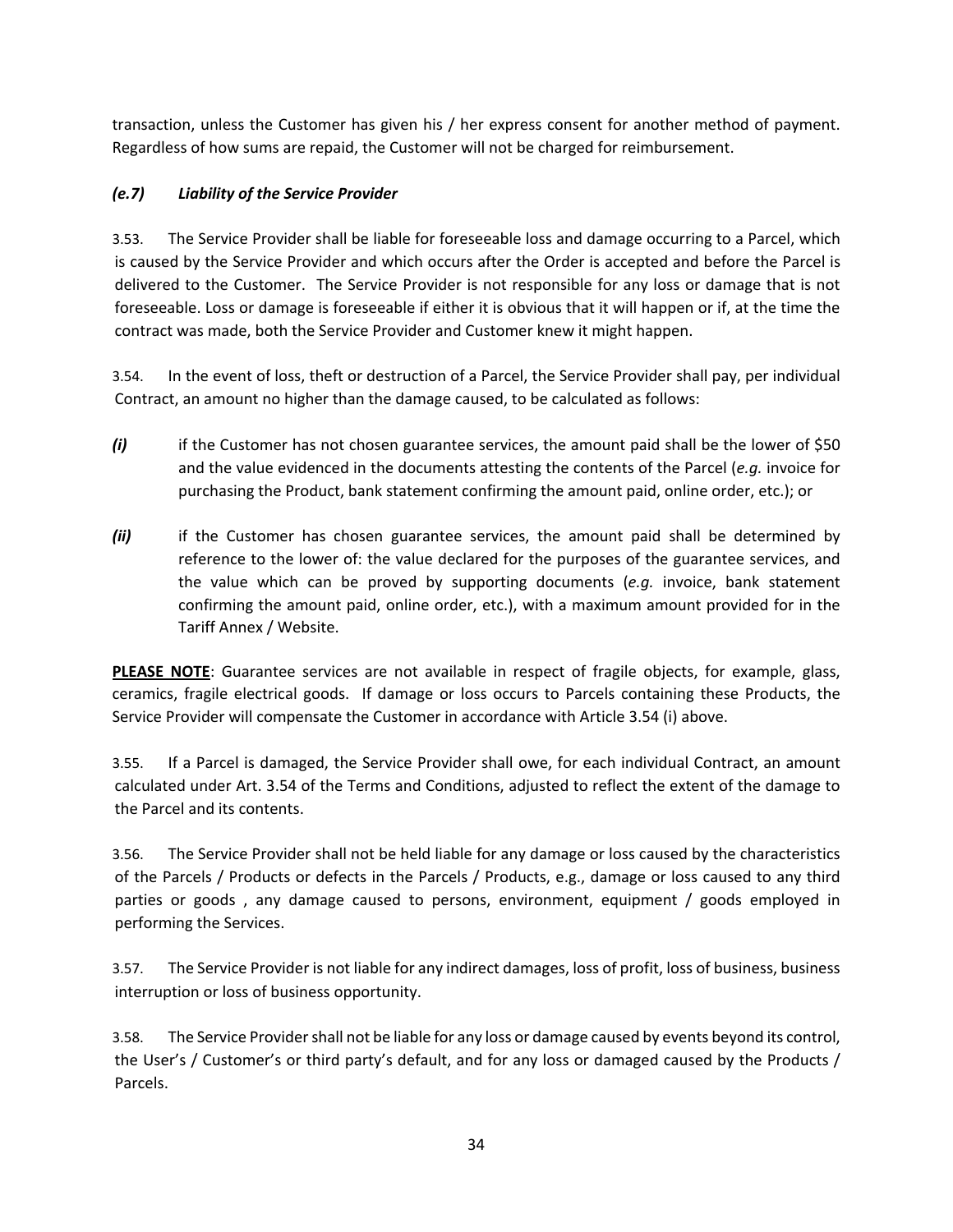transaction, unless the Customer has given his / her express consent for another method of payment. Regardless of how sums are repaid, the Customer will not be charged for reimbursement.

### *(e.7) Liability of the Service Provider*

3.53. The Service Provider shall be liable for foreseeable loss and damage occurring to a Parcel, which is caused by the Service Provider and which occurs after the Order is accepted and before the Parcel is delivered to the Customer. The Service Provider is not responsible for any loss or damage that is not foreseeable. Loss or damage is foreseeable if either it is obvious that it will happen or if, at the time the contract was made, both the Service Provider and Customer knew it might happen.

3.54. In the event of loss, theft or destruction of a Parcel, the Service Provider shall pay, per individual Contract, an amount no higher than the damage caused, to be calculated as follows:

***(i)*** if the Customer has not chosen guarantee services, the amount paid shall be the lower of $50 and the value evidenced in the documents attesting the contents of the Parcel (*e.g.* invoice for purchasing the Product, bank statement confirming the amount paid, online order, etc.); or

***(ii)*** if the Customer has chosen guarantee services, the amount paid shall be determined by reference to the lower of: the value declared for the purposes of the guarantee services, and the value which can be proved by supporting documents (*e.g.* invoice, bank statement confirming the amount paid, online order, etc.), with a maximum amount provided for in the Tariff Annex / Website.

**PLEASE NOTE**: Guarantee services are not available in respect of fragile objects, for example, glass, ceramics, fragile electrical goods. If damage or loss occurs to Parcels containing these Products, the Service Provider will compensate the Customer in accordance with Article 3.54 (i) above.

3.55. If a Parcel is damaged, the Service Provider shall owe, for each individual Contract, an amount calculated under Art. 3.54 of the Terms and Conditions, adjusted to reflect the extent of the damage to the Parcel and its contents.

3.56. The Service Provider shall not be held liable for any damage or loss caused by the characteristics of the Parcels / Products or defects in the Parcels / Products, e.g., damage or loss caused to any third parties or goods , any damage caused to persons, environment, equipment / goods employed in performing the Services.

3.57. The Service Provider is not liable for any indirect damages, loss of profit, loss of business, business interruption or loss of business opportunity.

3.58. The Service Provider shall not be liable for any loss or damage caused by events beyond its control, the User's / Customer's or third party's default, and for any loss or damaged caused by the Products / Parcels.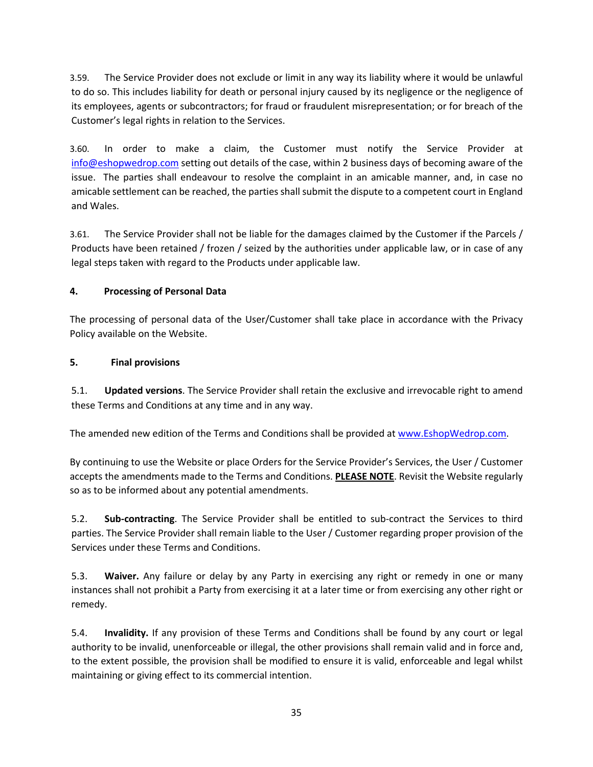3.59. The Service Provider does not exclude or limit in any way its liability where it would be unlawful to do so. This includes liability for death or personal injury caused by its negligence or the negligence of its employees, agents or subcontractors; for fraud or fraudulent misrepresentation; or for breach of the Customer's legal rights in relation to the Services.

3.60. In order to make a claim, the Customer must notify the Service Provider at info@eshopwedrop.com setting out details of the case, within 2 business days of becoming aware of the issue. The parties shall endeavour to resolve the complaint in an amicable manner, and, in case no amicable settlement can be reached, the parties shall submit the dispute to a competent court in England and Wales.

3.61. The Service Provider shall not be liable for the damages claimed by the Customer if the Parcels / Products have been retained / frozen / seized by the authorities under applicable law, or in case of any legal steps taken with regard to the Products under applicable law.

## 4. Processing of Personal Data

The processing of personal data of the User/Customer shall take place in accordance with the Privacy Policy available on the Website.

## 5. Final provisions

5.1. **Updated versions**. The Service Provider shall retain the exclusive and irrevocable right to amend these Terms and Conditions at any time and in any way.

The amended new edition of the Terms and Conditions shall be provided at www.EshopWedrop.com.

By continuing to use the Website or place Orders for the Service Provider's Services, the User / Customer accepts the amendments made to the Terms and Conditions. **PLEASE NOTE**. Revisit the Website regularly so as to be informed about any potential amendments.

5.2. **Sub-contracting**. The Service Provider shall be entitled to sub-contract the Services to third parties. The Service Provider shall remain liable to the User / Customer regarding proper provision of the Services under these Terms and Conditions.

5.3. **Waiver.** Any failure or delay by any Party in exercising any right or remedy in one or many instances shall not prohibit a Party from exercising it at a later time or from exercising any other right or remedy.

5.4. **Invalidity.** If any provision of these Terms and Conditions shall be found by any court or legal authority to be invalid, unenforceable or illegal, the other provisions shall remain valid and in force and, to the extent possible, the provision shall be modified to ensure it is valid, enforceable and legal whilst maintaining or giving effect to its commercial intention.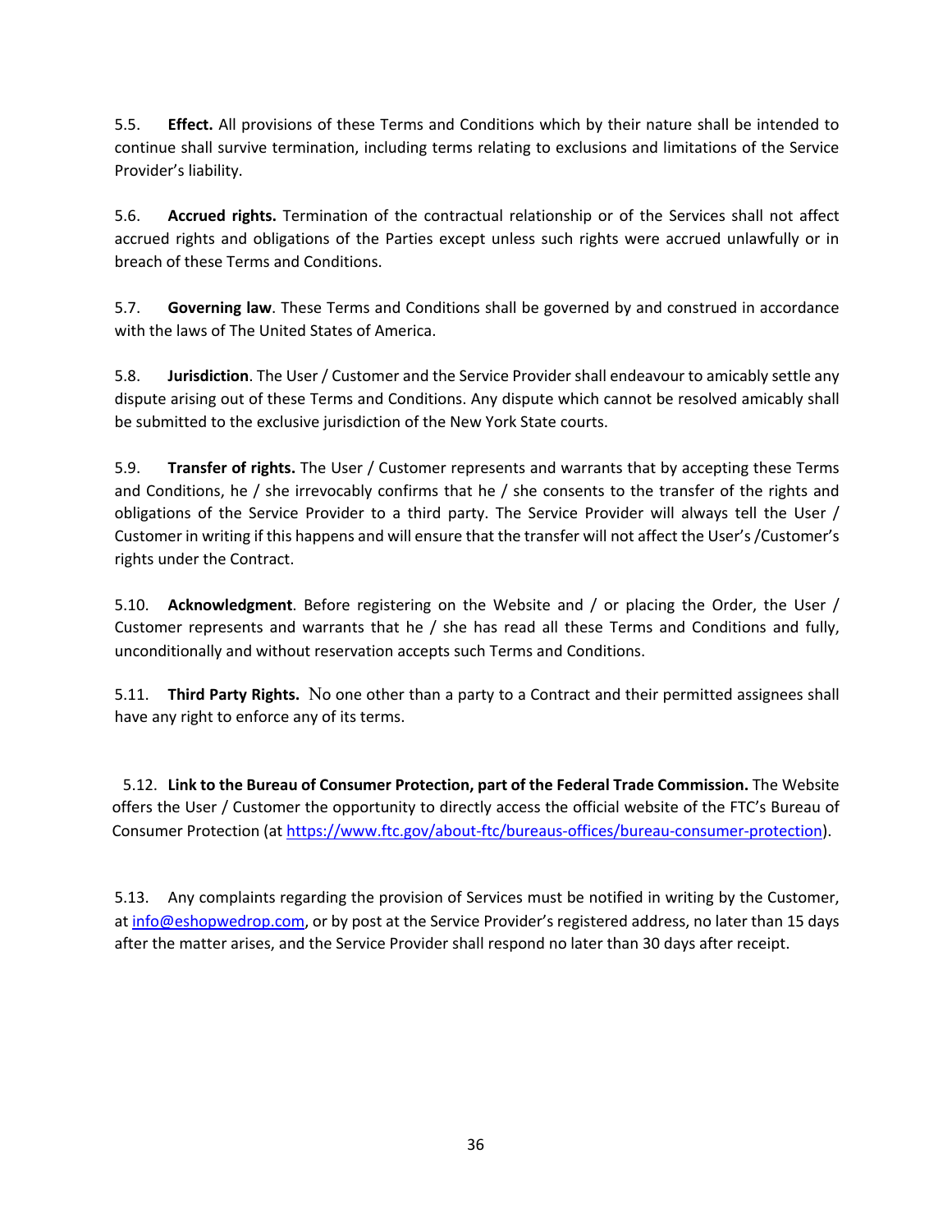5.5. **Effect.** All provisions of these Terms and Conditions which by their nature shall be intended to continue shall survive termination, including terms relating to exclusions and limitations of the Service Provider's liability.

5.6. **Accrued rights.** Termination of the contractual relationship or of the Services shall not affect accrued rights and obligations of the Parties except unless such rights were accrued unlawfully or in breach of these Terms and Conditions.

5.7. **Governing law**. These Terms and Conditions shall be governed by and construed in accordance with the laws of The United States of America.

5.8. **Jurisdiction**. The User / Customer and the Service Provider shall endeavour to amicably settle any dispute arising out of these Terms and Conditions. Any dispute which cannot be resolved amicably shall be submitted to the exclusive jurisdiction of the New York State courts.

5.9. **Transfer of rights.** The User / Customer represents and warrants that by accepting these Terms and Conditions, he / she irrevocably confirms that he / she consents to the transfer of the rights and obligations of the Service Provider to a third party. The Service Provider will always tell the User / Customer in writing if this happens and will ensure that the transfer will not affect the User's /Customer's rights under the Contract.

5.10. **Acknowledgment**. Before registering on the Website and / or placing the Order, the User / Customer represents and warrants that he / she has read all these Terms and Conditions and fully, unconditionally and without reservation accepts such Terms and Conditions.

5.11. **Third Party Rights.** No one other than a party to a Contract and their permitted assignees shall have any right to enforce any of its terms.

5.12. **Link to the Bureau of Consumer Protection, part of the Federal Trade Commission.** The Website offers the User / Customer the opportunity to directly access the official website of the FTC's Bureau of Consumer Protection (at https://www.ftc.gov/about-ftc/bureaus-offices/bureau-consumer-protection).

5.13. Any complaints regarding the provision of Services must be notified in writing by the Customer, at info@eshopwedrop.com, or by post at the Service Provider's registered address, no later than 15 days after the matter arises, and the Service Provider shall respond no later than 30 days after receipt.